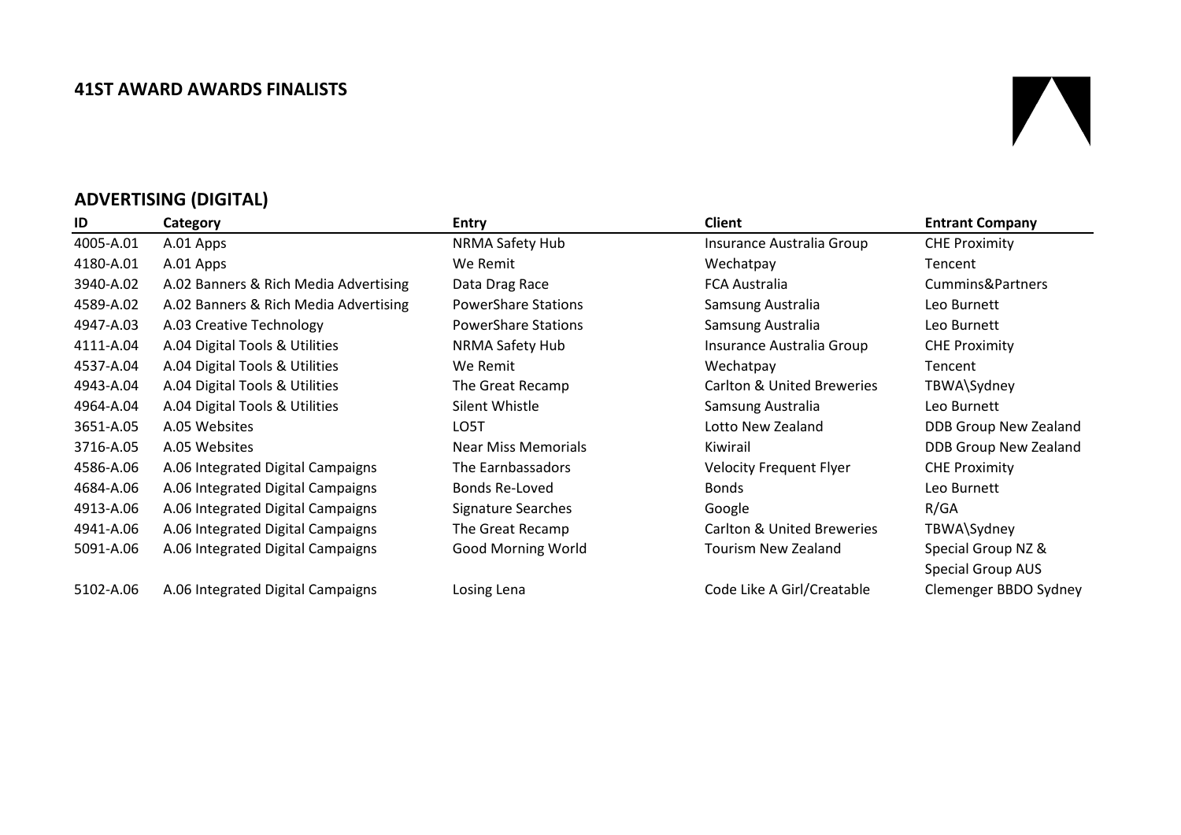# 41ST AWARD AWARDS FINALISTS

## ADVERTISING (DIGITAL)

| ID | Category | Entry | Client | Entrant Company |
|---|---|---|---|---|
| 4005-A.01 | A.01 Apps | NRMA Safety Hub | Insurance Australia Group | CHE Proximity |
| 4180-A.01 | A.01 Apps | We Remit | Wechatpay | Tencent |
| 3940-A.02 | A.02 Banners & Rich Media Advertising | Data Drag Race | FCA Australia | Cummins&Partners |
| 4589-A.02 | A.02 Banners & Rich Media Advertising | PowerShare Stations | Samsung Australia | Leo Burnett |
| 4947-A.03 | A.03 Creative Technology | PowerShare Stations | Samsung Australia | Leo Burnett |
| 4111-A.04 | A.04 Digital Tools & Utilities | NRMA Safety Hub | Insurance Australia Group | CHE Proximity |
| 4537-A.04 | A.04 Digital Tools & Utilities | We Remit | Wechatpay | Tencent |
| 4943-A.04 | A.04 Digital Tools & Utilities | The Great Recamp | Carlton & United Breweries | TBWA\Sydney |
| 4964-A.04 | A.04 Digital Tools & Utilities | Silent Whistle | Samsung Australia | Leo Burnett |
| 3651-A.05 | A.05 Websites | LO5T | Lotto New Zealand | DDB Group New Zealand |
| 3716-A.05 | A.05 Websites | Near Miss Memorials | Kiwirail | DDB Group New Zealand |
| 4586-A.06 | A.06 Integrated Digital Campaigns | The Earnbassadors | Velocity Frequent Flyer | CHE Proximity |
| 4684-A.06 | A.06 Integrated Digital Campaigns | Bonds Re-Loved | Bonds | Leo Burnett |
| 4913-A.06 | A.06 Integrated Digital Campaigns | Signature Searches | Google | R/GA |
| 4941-A.06 | A.06 Integrated Digital Campaigns | The Great Recamp | Carlton & United Breweries | TBWA\Sydney |
| 5091-A.06 | A.06 Integrated Digital Campaigns | Good Morning World | Tourism New Zealand | Special Group NZ & Special Group AUS |
| 5102-A.06 | A.06 Integrated Digital Campaigns | Losing Lena | Code Like A Girl/Creatable | Clemenger BBDO Sydney |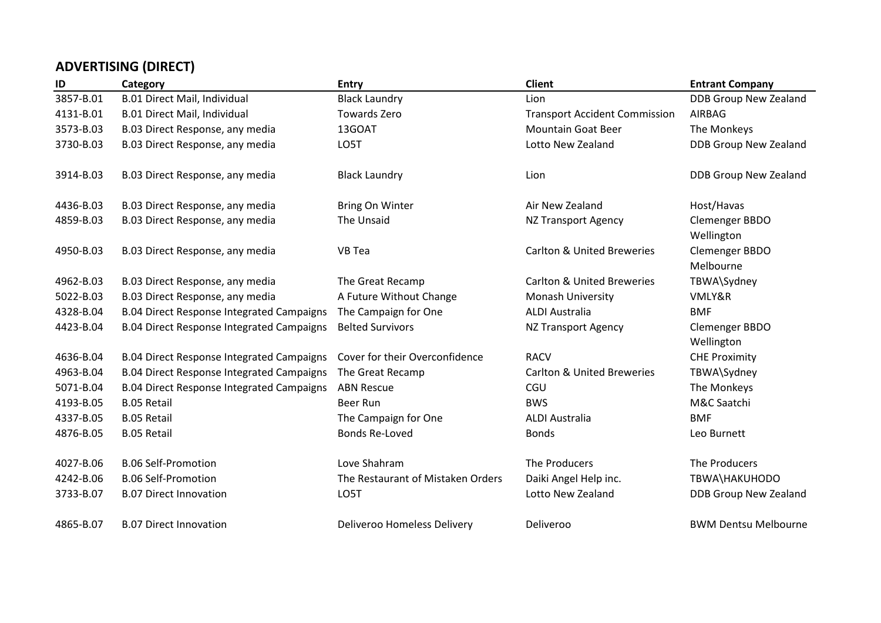## ADVERTISING (DIRECT)

| ID | Category | Entry | Client | Entrant Company |
|---|---|---|---|---|
| 3857-B.01 | B.01 Direct Mail, Individual | Black Laundry | Lion | DDB Group New Zealand |
| 4131-B.01 | B.01 Direct Mail, Individual | Towards Zero | Transport Accident Commission | AIRBAG |
| 3573-B.03 | B.03 Direct Response, any media | 13GOAT | Mountain Goat Beer | The Monkeys |
| 3730-B.03 | B.03 Direct Response, any media | LO5T | Lotto New Zealand | DDB Group New Zealand |
| 3914-B.03 | B.03 Direct Response, any media | Black Laundry | Lion | DDB Group New Zealand |
| 4436-B.03 | B.03 Direct Response, any media | Bring On Winter | Air New Zealand | Host/Havas |
| 4859-B.03 | B.03 Direct Response, any media | The Unsaid | NZ Transport Agency | Clemenger BBDO Wellington |
| 4950-B.03 | B.03 Direct Response, any media | VB Tea | Carlton & United Breweries | Clemenger BBDO Melbourne |
| 4962-B.03 | B.03 Direct Response, any media | The Great Recamp | Carlton & United Breweries | TBWA\Sydney |
| 5022-B.03 | B.03 Direct Response, any media | A Future Without Change | Monash University | VMLY&R |
| 4328-B.04 | B.04 Direct Response Integrated Campaigns | The Campaign for One | ALDI Australia | BMF |
| 4423-B.04 | B.04 Direct Response Integrated Campaigns | Belted Survivors | NZ Transport Agency | Clemenger BBDO Wellington |
| 4636-B.04 | B.04 Direct Response Integrated Campaigns | Cover for their Overconfidence | RACV | CHE Proximity |
| 4963-B.04 | B.04 Direct Response Integrated Campaigns | The Great Recamp | Carlton & United Breweries | TBWA\Sydney |
| 5071-B.04 | B.04 Direct Response Integrated Campaigns | ABN Rescue | CGU | The Monkeys |
| 4193-B.05 | B.05 Retail | Beer Run | BWS | M&C Saatchi |
| 4337-B.05 | B.05 Retail | The Campaign for One | ALDI Australia | BMF |
| 4876-B.05 | B.05 Retail | Bonds Re-Loved | Bonds | Leo Burnett |
| 4027-B.06 | B.06 Self-Promotion | Love Shahram | The Producers | The Producers |
| 4242-B.06 | B.06 Self-Promotion | The Restaurant of Mistaken Orders | Daiki Angel Help inc. | TBWA\HAKUHODO |
| 3733-B.07 | B.07 Direct Innovation | LO5T | Lotto New Zealand | DDB Group New Zealand |
| 4865-B.07 | B.07 Direct Innovation | Deliveroo Homeless Delivery | Deliveroo | BWM Dentsu Melbourne |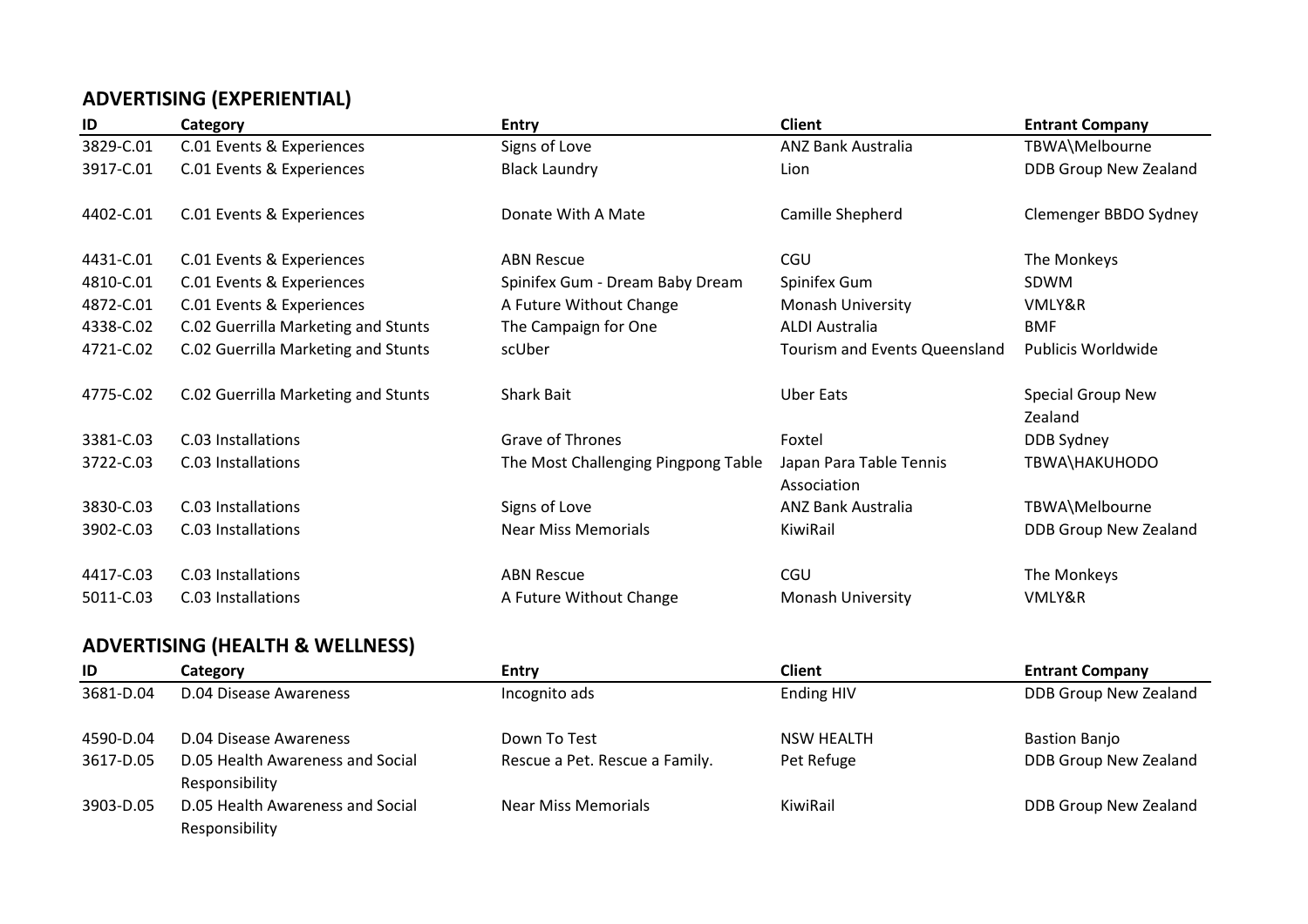## ADVERTISING (EXPERIENTIAL)

| ID | Category | Entry | Client | Entrant Company |
|---|---|---|---|---|
| 3829-C.01 | C.01 Events & Experiences | Signs of Love | ANZ Bank Australia | TBWA\Melbourne |
| 3917-C.01 | C.01 Events & Experiences | Black Laundry | Lion | DDB Group New Zealand |
| 4402-C.01 | C.01 Events & Experiences | Donate With A Mate | Camille Shepherd | Clemenger BBDO Sydney |
| 4431-C.01 | C.01 Events & Experiences | ABN Rescue | CGU | The Monkeys |
| 4810-C.01 | C.01 Events & Experiences | Spinifex Gum - Dream Baby Dream | Spinifex Gum | SDWM |
| 4872-C.01 | C.01 Events & Experiences | A Future Without Change | Monash University | VMLY&R |
| 4338-C.02 | C.02 Guerrilla Marketing and Stunts | The Campaign for One | ALDI Australia | BMF |
| 4721-C.02 | C.02 Guerrilla Marketing and Stunts | scUber | Tourism and Events Queensland | Publicis Worldwide |
| 4775-C.02 | C.02 Guerrilla Marketing and Stunts | Shark Bait | Uber Eats | Special Group New Zealand |
| 3381-C.03 | C.03 Installations | Grave of Thrones | Foxtel | DDB Sydney |
| 3722-C.03 | C.03 Installations | The Most Challenging Pingpong Table | Japan Para Table Tennis Association | TBWA\HAKUHODO |
| 3830-C.03 | C.03 Installations | Signs of Love | ANZ Bank Australia | TBWA\Melbourne |
| 3902-C.03 | C.03 Installations | Near Miss Memorials | KiwiRail | DDB Group New Zealand |
| 4417-C.03 | C.03 Installations | ABN Rescue | CGU | The Monkeys |
| 5011-C.03 | C.03 Installations | A Future Without Change | Monash University | VMLY&R |

## ADVERTISING (HEALTH & WELLNESS)

| ID | Category | Entry | Client | Entrant Company |
|---|---|---|---|---|
| 3681-D.04 | D.04 Disease Awareness | Incognito ads | Ending HIV | DDB Group New Zealand |
| 4590-D.04 | D.04 Disease Awareness | Down To Test | NSW HEALTH | Bastion Banjo |
| 3617-D.05 | D.05 Health Awareness and Social Responsibility | Rescue a Pet. Rescue a Family. | Pet Refuge | DDB Group New Zealand |
| 3903-D.05 | D.05 Health Awareness and Social Responsibility | Near Miss Memorials | KiwiRail | DDB Group New Zealand |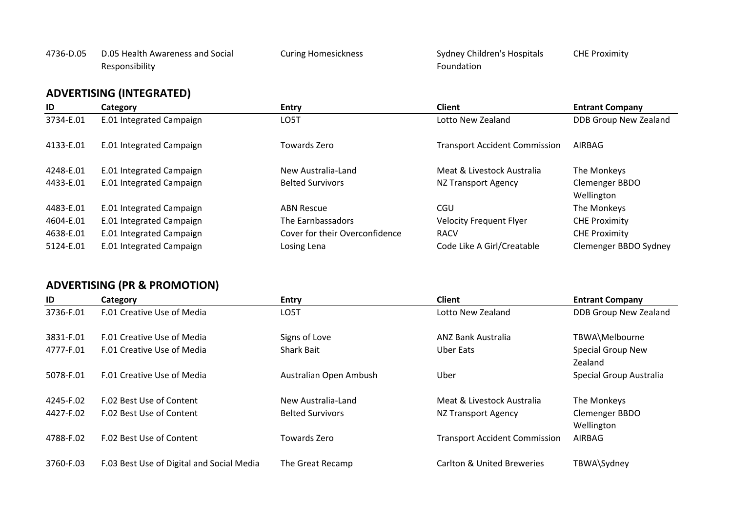| 4736-D.05 | D.05 Health Awareness and Social Responsibility | Curing Homesickness | Sydney Children's Hospitals Foundation | CHE Proximity |
|---|---|---|---|---|

## ADVERTISING (INTEGRATED)

| ID | Category | Entry | Client | Entrant Company |
|---|---|---|---|---|
| 3734-E.01 | E.01 Integrated Campaign | LO5T | Lotto New Zealand | DDB Group New Zealand |
| 4133-E.01 | E.01 Integrated Campaign | Towards Zero | Transport Accident Commission | AIRBAG |
| 4248-E.01 | E.01 Integrated Campaign | New Australia-Land | Meat & Livestock Australia | The Monkeys |
| 4433-E.01 | E.01 Integrated Campaign | Belted Survivors | NZ Transport Agency | Clemenger BBDO Wellington |
| 4483-E.01 | E.01 Integrated Campaign | ABN Rescue | CGU | The Monkeys |
| 4604-E.01 | E.01 Integrated Campaign | The Earnbassadors | Velocity Frequent Flyer | CHE Proximity |
| 4638-E.01 | E.01 Integrated Campaign | Cover for their Overconfidence | RACV | CHE Proximity |
| 5124-E.01 | E.01 Integrated Campaign | Losing Lena | Code Like A Girl/Creatable | Clemenger BBDO Sydney |

## ADVERTISING (PR & PROMOTION)

| ID | Category | Entry | Client | Entrant Company |
|---|---|---|---|---|
| 3736-F.01 | F.01 Creative Use of Media | LO5T | Lotto New Zealand | DDB Group New Zealand |
| 3831-F.01 | F.01 Creative Use of Media | Signs of Love | ANZ Bank Australia | TBWA\Melbourne |
| 4777-F.01 | F.01 Creative Use of Media | Shark Bait | Uber Eats | Special Group New Zealand |
| 5078-F.01 | F.01 Creative Use of Media | Australian Open Ambush | Uber | Special Group Australia |
| 4245-F.02 | F.02 Best Use of Content | New Australia-Land | Meat & Livestock Australia | The Monkeys |
| 4427-F.02 | F.02 Best Use of Content | Belted Survivors | NZ Transport Agency | Clemenger BBDO Wellington |
| 4788-F.02 | F.02 Best Use of Content | Towards Zero | Transport Accident Commission | AIRBAG |
| 3760-F.03 | F.03 Best Use of Digital and Social Media | The Great Recamp | Carlton & United Breweries | TBWA\Sydney |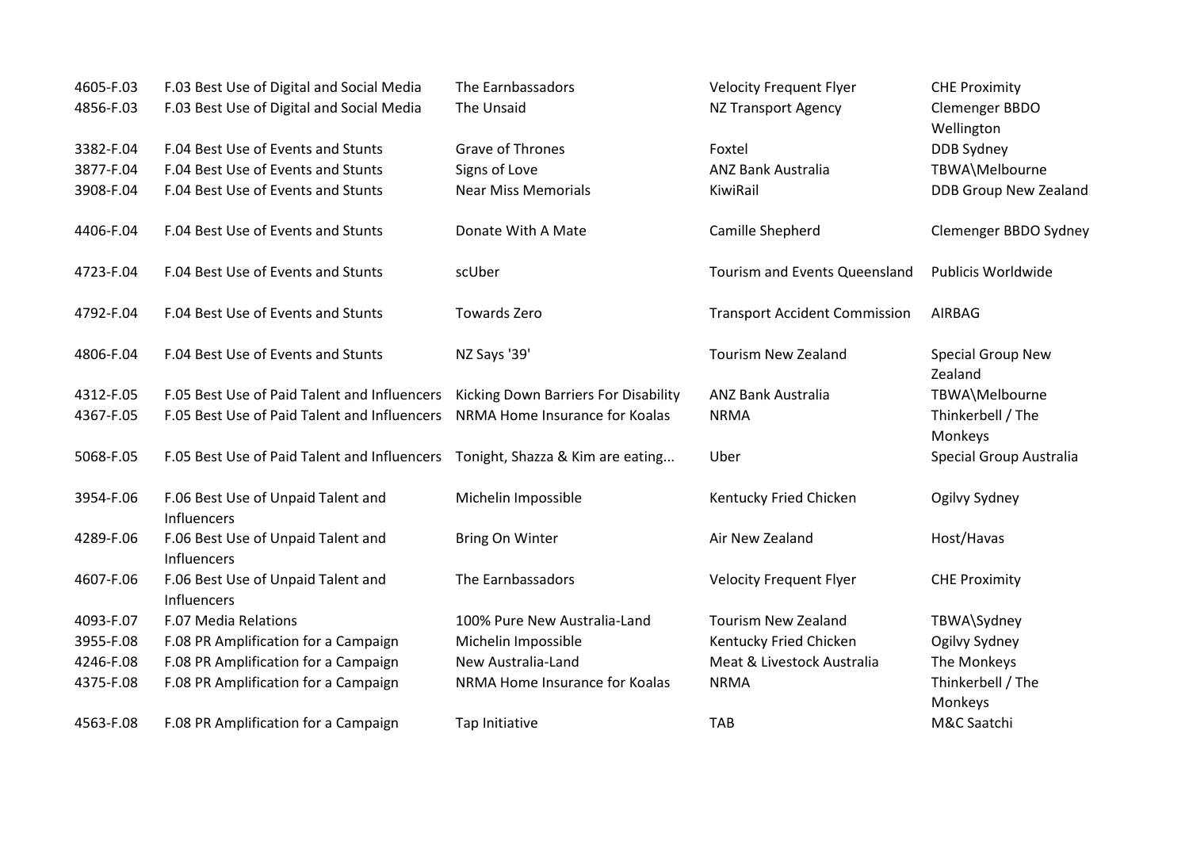| | | | | |
|---|---|---|---|---|
| 4605-F.03 | F.03 Best Use of Digital and Social Media | The Earnbassadors | Velocity Frequent Flyer | CHE Proximity |
| 4856-F.03 | F.03 Best Use of Digital and Social Media | The Unsaid | NZ Transport Agency | Clemenger BBDO Wellington |
| 3382-F.04 | F.04 Best Use of Events and Stunts | Grave of Thrones | Foxtel | DDB Sydney |
| 3877-F.04 | F.04 Best Use of Events and Stunts | Signs of Love | ANZ Bank Australia | TBWA\Melbourne |
| 3908-F.04 | F.04 Best Use of Events and Stunts | Near Miss Memorials | KiwiRail | DDB Group New Zealand |
| 4406-F.04 | F.04 Best Use of Events and Stunts | Donate With A Mate | Camille Shepherd | Clemenger BBDO Sydney |
| 4723-F.04 | F.04 Best Use of Events and Stunts | scUber | Tourism and Events Queensland | Publicis Worldwide |
| 4792-F.04 | F.04 Best Use of Events and Stunts | Towards Zero | Transport Accident Commission | AIRBAG |
| 4806-F.04 | F.04 Best Use of Events and Stunts | NZ Says '39' | Tourism New Zealand | Special Group New Zealand |
| 4312-F.05 | F.05 Best Use of Paid Talent and Influencers | Kicking Down Barriers For Disability | ANZ Bank Australia | TBWA\Melbourne |
| 4367-F.05 | F.05 Best Use of Paid Talent and Influencers | NRMA Home Insurance for Koalas | NRMA | Thinkerbell / The Monkeys |
| 5068-F.05 | F.05 Best Use of Paid Talent and Influencers | Tonight, Shazza & Kim are eating... | Uber | Special Group Australia |
| 3954-F.06 | F.06 Best Use of Unpaid Talent and Influencers | Michelin Impossible | Kentucky Fried Chicken | Ogilvy Sydney |
| 4289-F.06 | F.06 Best Use of Unpaid Talent and Influencers | Bring On Winter | Air New Zealand | Host/Havas |
| 4607-F.06 | F.06 Best Use of Unpaid Talent and Influencers | The Earnbassadors | Velocity Frequent Flyer | CHE Proximity |
| 4093-F.07 | F.07 Media Relations | 100% Pure New Australia-Land | Tourism New Zealand | TBWA\Sydney |
| 3955-F.08 | F.08 PR Amplification for a Campaign | Michelin Impossible | Kentucky Fried Chicken | Ogilvy Sydney |
| 4246-F.08 | F.08 PR Amplification for a Campaign | New Australia-Land | Meat & Livestock Australia | The Monkeys |
| 4375-F.08 | F.08 PR Amplification for a Campaign | NRMA Home Insurance for Koalas | NRMA | Thinkerbell / The Monkeys |
| 4563-F.08 | F.08 PR Amplification for a Campaign | Tap Initiative | TAB | M&C Saatchi |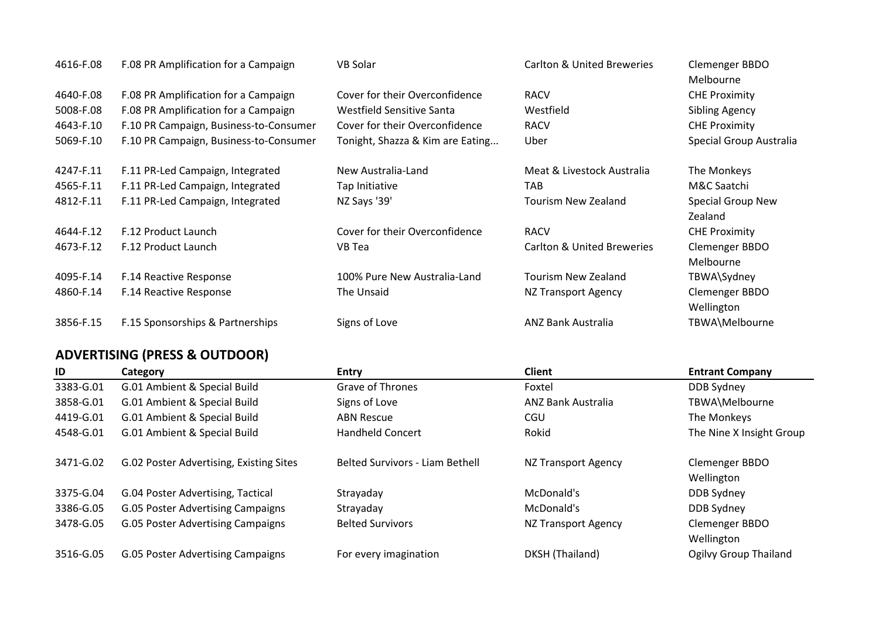| ID | Category | Entry | Client | Entrant Company |
|---|---|---|---|---|
| 4616-F.08 | F.08 PR Amplification for a Campaign | VB Solar | Carlton & United Breweries | Clemenger BBDO Melbourne |
| 4640-F.08 | F.08 PR Amplification for a Campaign | Cover for their Overconfidence | RACV | CHE Proximity |
| 5008-F.08 | F.08 PR Amplification for a Campaign | Westfield Sensitive Santa | Westfield | Sibling Agency |
| 4643-F.10 | F.10 PR Campaign, Business-to-Consumer | Cover for their Overconfidence | RACV | CHE Proximity |
| 5069-F.10 | F.10 PR Campaign, Business-to-Consumer | Tonight, Shazza & Kim are Eating... | Uber | Special Group Australia |
| 4247-F.11 | F.11 PR-Led Campaign, Integrated | New Australia-Land | Meat & Livestock Australia | The Monkeys |
| 4565-F.11 | F.11 PR-Led Campaign, Integrated | Tap Initiative | TAB | M&C Saatchi |
| 4812-F.11 | F.11 PR-Led Campaign, Integrated | NZ Says '39' | Tourism New Zealand | Special Group New Zealand |
| 4644-F.12 | F.12 Product Launch | Cover for their Overconfidence | RACV | CHE Proximity |
| 4673-F.12 | F.12 Product Launch | VB Tea | Carlton & United Breweries | Clemenger BBDO Melbourne |
| 4095-F.14 | F.14 Reactive Response | 100% Pure New Australia-Land | Tourism New Zealand | TBWA\Sydney |
| 4860-F.14 | F.14 Reactive Response | The Unsaid | NZ Transport Agency | Clemenger BBDO Wellington |
| 3856-F.15 | F.15 Sponsorships & Partnerships | Signs of Love | ANZ Bank Australia | TBWA\Melbourne |

## ADVERTISING (PRESS & OUTDOOR)

| ID | Category | Entry | Client | Entrant Company |
|---|---|---|---|---|
| 3383-G.01 | G.01 Ambient & Special Build | Grave of Thrones | Foxtel | DDB Sydney |
| 3858-G.01 | G.01 Ambient & Special Build | Signs of Love | ANZ Bank Australia | TBWA\Melbourne |
| 4419-G.01 | G.01 Ambient & Special Build | ABN Rescue | CGU | The Monkeys |
| 4548-G.01 | G.01 Ambient & Special Build | Handheld Concert | Rokid | The Nine X Insight Group |
| 3471-G.02 | G.02 Poster Advertising, Existing Sites | Belted Survivors - Liam Bethell | NZ Transport Agency | Clemenger BBDO Wellington |
| 3375-G.04 | G.04 Poster Advertising, Tactical | Strayaday | McDonald's | DDB Sydney |
| 3386-G.05 | G.05 Poster Advertising Campaigns | Strayaday | McDonald's | DDB Sydney |
| 3478-G.05 | G.05 Poster Advertising Campaigns | Belted Survivors | NZ Transport Agency | Clemenger BBDO Wellington |
| 3516-G.05 | G.05 Poster Advertising Campaigns | For every imagination | DKSH (Thailand) | Ogilvy Group Thailand |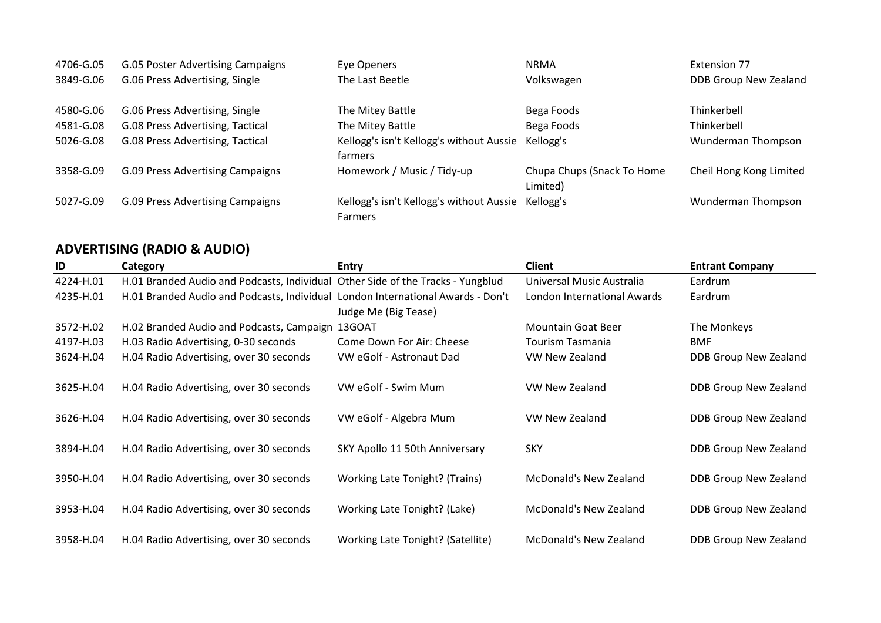| | | | | |
|---|---|---|---|---|
| 4706-G.05 | G.05 Poster Advertising Campaigns | Eye Openers | NRMA | Extension 77 |
| 3849-G.06 | G.06 Press Advertising, Single | The Last Beetle | Volkswagen | DDB Group New Zealand |
| 4580-G.06 | G.06 Press Advertising, Single | The Mitey Battle | Bega Foods | Thinkerbell |
| 4581-G.08 | G.08 Press Advertising, Tactical | The Mitey Battle | Bega Foods | Thinkerbell |
| 5026-G.08 | G.08 Press Advertising, Tactical | Kellogg's isn't Kellogg's without Aussie farmers | Kellogg's | Wunderman Thompson |
| 3358-G.09 | G.09 Press Advertising Campaigns | Homework / Music / Tidy-up | Chupa Chups (Snack To Home Limited) | Cheil Hong Kong Limited |
| 5027-G.09 | G.09 Press Advertising Campaigns | Kellogg's isn't Kellogg's without Aussie Farmers | Kellogg's | Wunderman Thompson |

## ADVERTISING (RADIO & AUDIO)

| ID | Category | Entry | Client | Entrant Company |
|---|---|---|---|---|
| 4224-H.01 | H.01 Branded Audio and Podcasts, Individual | Other Side of the Tracks - Yungblud | Universal Music Australia | Eardrum |
| 4235-H.01 | H.01 Branded Audio and Podcasts, Individual | London International Awards - Don't Judge Me (Big Tease) | London International Awards | Eardrum |
| 3572-H.02 | H.02 Branded Audio and Podcasts, Campaign | 13GOAT | Mountain Goat Beer | The Monkeys |
| 4197-H.03 | H.03 Radio Advertising, 0-30 seconds | Come Down For Air: Cheese | Tourism Tasmania | BMF |
| 3624-H.04 | H.04 Radio Advertising, over 30 seconds | VW eGolf - Astronaut Dad | VW New Zealand | DDB Group New Zealand |
| 3625-H.04 | H.04 Radio Advertising, over 30 seconds | VW eGolf - Swim Mum | VW New Zealand | DDB Group New Zealand |
| 3626-H.04 | H.04 Radio Advertising, over 30 seconds | VW eGolf - Algebra Mum | VW New Zealand | DDB Group New Zealand |
| 3894-H.04 | H.04 Radio Advertising, over 30 seconds | SKY Apollo 11 50th Anniversary | SKY | DDB Group New Zealand |
| 3950-H.04 | H.04 Radio Advertising, over 30 seconds | Working Late Tonight? (Trains) | McDonald's New Zealand | DDB Group New Zealand |
| 3953-H.04 | H.04 Radio Advertising, over 30 seconds | Working Late Tonight? (Lake) | McDonald's New Zealand | DDB Group New Zealand |
| 3958-H.04 | H.04 Radio Advertising, over 30 seconds | Working Late Tonight? (Satellite) | McDonald's New Zealand | DDB Group New Zealand |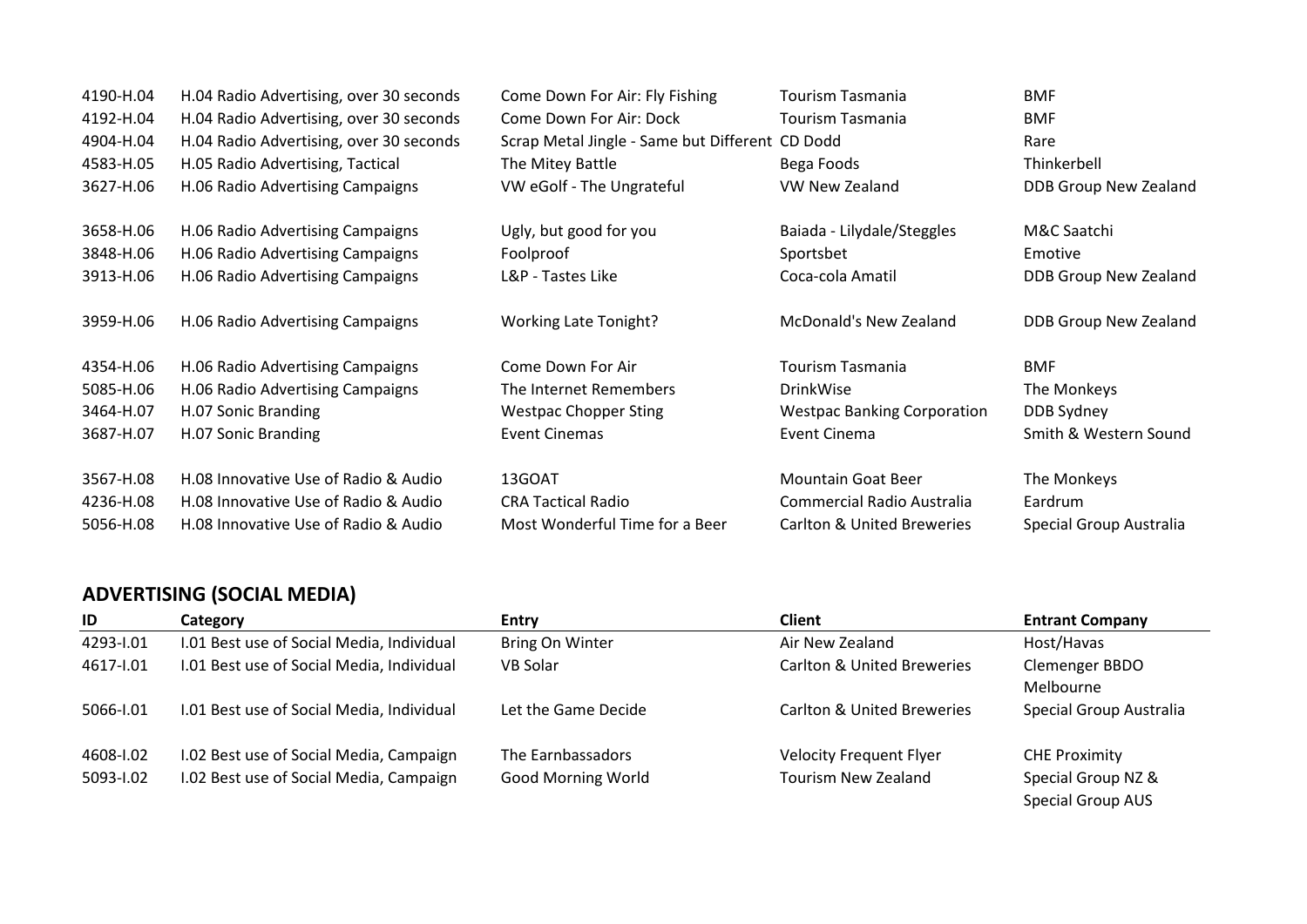| | | | | |
|---|---|---|---|---|
| 4190-H.04 | H.04 Radio Advertising, over 30 seconds | Come Down For Air: Fly Fishing | Tourism Tasmania | BMF |
| 4192-H.04 | H.04 Radio Advertising, over 30 seconds | Come Down For Air: Dock | Tourism Tasmania | BMF |
| 4904-H.04 | H.04 Radio Advertising, over 30 seconds | Scrap Metal Jingle - Same but Different | CD Dodd | Rare |
| 4583-H.05 | H.05 Radio Advertising, Tactical | The Mitey Battle | Bega Foods | Thinkerbell |
| 3627-H.06 | H.06 Radio Advertising Campaigns | VW eGolf - The Ungrateful | VW New Zealand | DDB Group New Zealand |
| 3658-H.06 | H.06 Radio Advertising Campaigns | Ugly, but good for you | Baiada - Lilydale/Steggles | M&C Saatchi |
| 3848-H.06 | H.06 Radio Advertising Campaigns | Foolproof | Sportsbet | Emotive |
| 3913-H.06 | H.06 Radio Advertising Campaigns | L&P - Tastes Like | Coca-cola Amatil | DDB Group New Zealand |
| 3959-H.06 | H.06 Radio Advertising Campaigns | Working Late Tonight? | McDonald's New Zealand | DDB Group New Zealand |
| 4354-H.06 | H.06 Radio Advertising Campaigns | Come Down For Air | Tourism Tasmania | BMF |
| 5085-H.06 | H.06 Radio Advertising Campaigns | The Internet Remembers | DrinkWise | The Monkeys |
| 3464-H.07 | H.07 Sonic Branding | Westpac Chopper Sting | Westpac Banking Corporation | DDB Sydney |
| 3687-H.07 | H.07 Sonic Branding | Event Cinemas | Event Cinema | Smith & Western Sound |
| 3567-H.08 | H.08 Innovative Use of Radio & Audio | 13GOAT | Mountain Goat Beer | The Monkeys |
| 4236-H.08 | H.08 Innovative Use of Radio & Audio | CRA Tactical Radio | Commercial Radio Australia | Eardrum |
| 5056-H.08 | H.08 Innovative Use of Radio & Audio | Most Wonderful Time for a Beer | Carlton & United Breweries | Special Group Australia |

## ADVERTISING (SOCIAL MEDIA)

| ID | Category | Entry | Client | Entrant Company |
|---|---|---|---|---|
| 4293-I.01 | I.01 Best use of Social Media, Individual | Bring On Winter | Air New Zealand | Host/Havas |
| 4617-I.01 | I.01 Best use of Social Media, Individual | VB Solar | Carlton & United Breweries | Clemenger BBDO Melbourne |
| 5066-I.01 | I.01 Best use of Social Media, Individual | Let the Game Decide | Carlton & United Breweries | Special Group Australia |
| 4608-I.02 | I.02 Best use of Social Media, Campaign | The Earnbassadors | Velocity Frequent Flyer | CHE Proximity |
| 5093-I.02 | I.02 Best use of Social Media, Campaign | Good Morning World | Tourism New Zealand | Special Group NZ & Special Group AUS |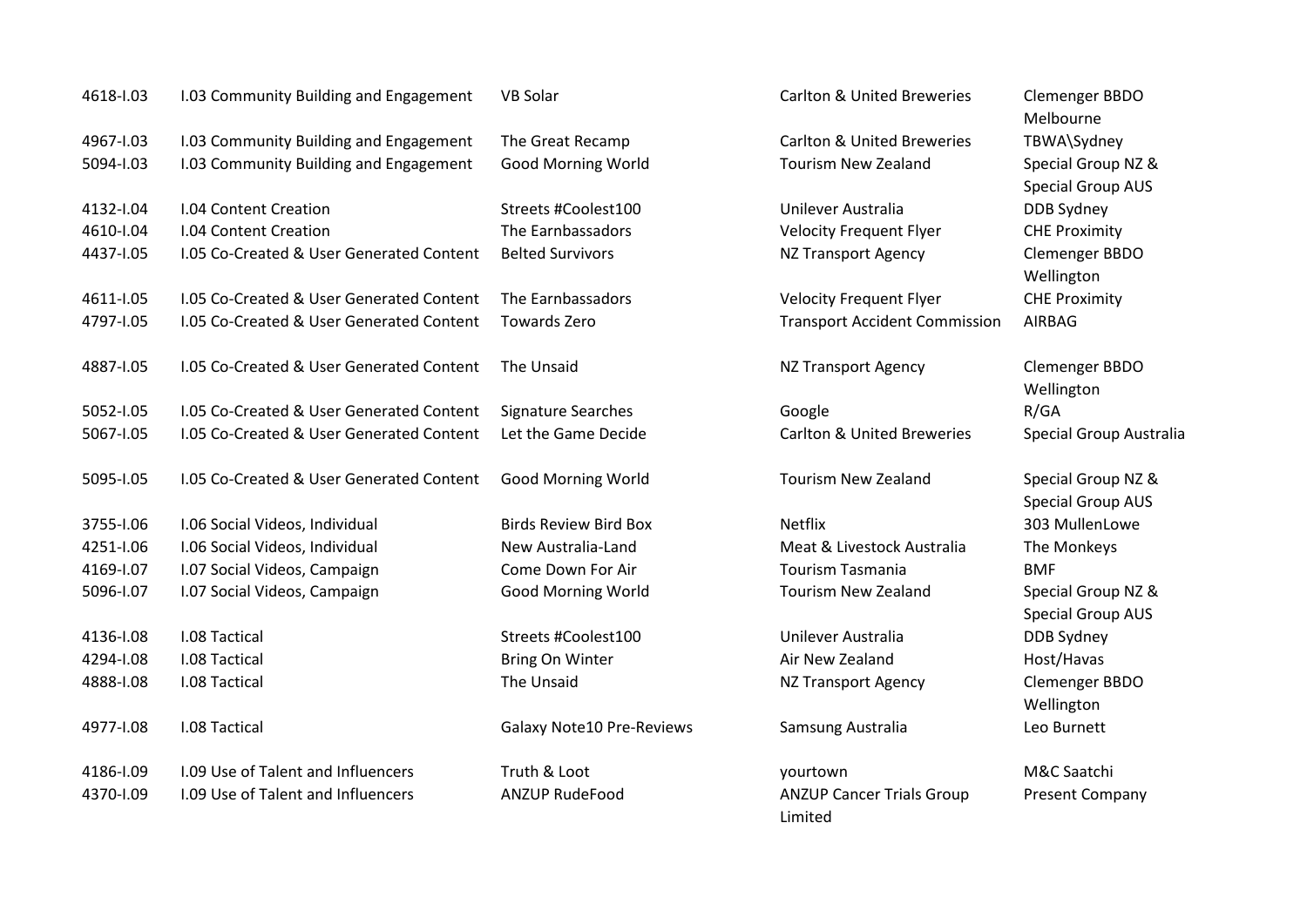| | | | | |
|---|---|---|---|---|
| 4618-I.03 | I.03 Community Building and Engagement | VB Solar | Carlton & United Breweries | Clemenger BBDO Melbourne |
| 4967-I.03 | I.03 Community Building and Engagement | The Great Recamp | Carlton & United Breweries | TBWA\Sydney |
| 5094-I.03 | I.03 Community Building and Engagement | Good Morning World | Tourism New Zealand | Special Group NZ & Special Group AUS |
| 4132-I.04 | I.04 Content Creation | Streets #Coolest100 | Unilever Australia | DDB Sydney |
| 4610-I.04 | I.04 Content Creation | The Earnbassadors | Velocity Frequent Flyer | CHE Proximity |
| 4437-I.05 | I.05 Co-Created & User Generated Content | Belted Survivors | NZ Transport Agency | Clemenger BBDO Wellington |
| 4611-I.05 | I.05 Co-Created & User Generated Content | The Earnbassadors | Velocity Frequent Flyer | CHE Proximity |
| 4797-I.05 | I.05 Co-Created & User Generated Content | Towards Zero | Transport Accident Commission | AIRBAG |
| 4887-I.05 | I.05 Co-Created & User Generated Content | The Unsaid | NZ Transport Agency | Clemenger BBDO Wellington |
| 5052-I.05 | I.05 Co-Created & User Generated Content | Signature Searches | Google | R/GA |
| 5067-I.05 | I.05 Co-Created & User Generated Content | Let the Game Decide | Carlton & United Breweries | Special Group Australia |
| 5095-I.05 | I.05 Co-Created & User Generated Content | Good Morning World | Tourism New Zealand | Special Group NZ & Special Group AUS |
| 3755-I.06 | I.06 Social Videos, Individual | Birds Review Bird Box | Netflix | 303 MullenLowe |
| 4251-I.06 | I.06 Social Videos, Individual | New Australia-Land | Meat & Livestock Australia | The Monkeys |
| 4169-I.07 | I.07 Social Videos, Campaign | Come Down For Air | Tourism Tasmania | BMF |
| 5096-I.07 | I.07 Social Videos, Campaign | Good Morning World | Tourism New Zealand | Special Group NZ & Special Group AUS |
| 4136-I.08 | I.08 Tactical | Streets #Coolest100 | Unilever Australia | DDB Sydney |
| 4294-I.08 | I.08 Tactical | Bring On Winter | Air New Zealand | Host/Havas |
| 4888-I.08 | I.08 Tactical | The Unsaid | NZ Transport Agency | Clemenger BBDO Wellington |
| 4977-I.08 | I.08 Tactical | Galaxy Note10 Pre-Reviews | Samsung Australia | Leo Burnett |
| 4186-I.09 | I.09 Use of Talent and Influencers | Truth & Loot | yourtown | M&C Saatchi |
| 4370-I.09 | I.09 Use of Talent and Influencers | ANZUP RudeFood | ANZUP Cancer Trials Group Limited | Present Company |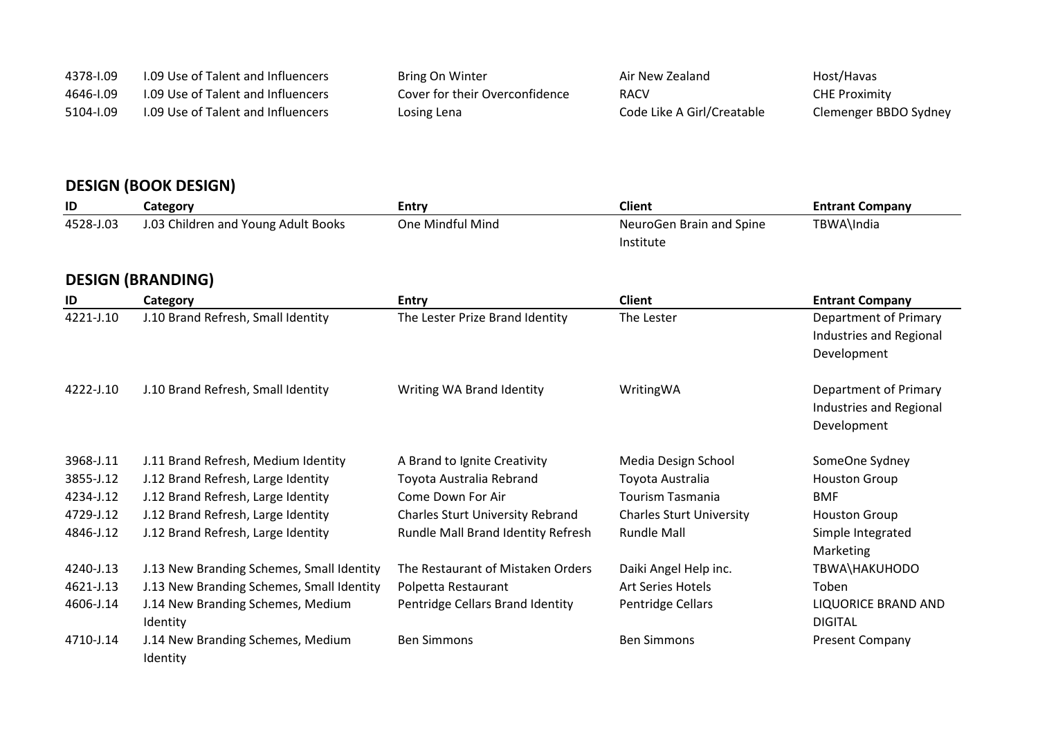| | | | | |
|---|---|---|---|---|
| 4378-I.09 | I.09 Use of Talent and Influencers | Bring On Winter | Air New Zealand | Host/Havas |
| 4646-I.09 | I.09 Use of Talent and Influencers | Cover for their Overconfidence | RACV | CHE Proximity |
| 5104-I.09 | I.09 Use of Talent and Influencers | Losing Lena | Code Like A Girl/Creatable | Clemenger BBDO Sydney |

## DESIGN (BOOK DESIGN)

| ID | Category | Entry | Client | Entrant Company |
|---|---|---|---|---|
| 4528-J.03 | J.03 Children and Young Adult Books | One Mindful Mind | NeuroGen Brain and Spine Institute | TBWA\India |

## DESIGN (BRANDING)

| ID | Category | Entry | Client | Entrant Company |
|---|---|---|---|---|
| 4221-J.10 | J.10 Brand Refresh, Small Identity | The Lester Prize Brand Identity | The Lester | Department of Primary Industries and Regional Development |
| 4222-J.10 | J.10 Brand Refresh, Small Identity | Writing WA Brand Identity | WritingWA | Department of Primary Industries and Regional Development |
| 3968-J.11 | J.11 Brand Refresh, Medium Identity | A Brand to Ignite Creativity | Media Design School | SomeOne Sydney |
| 3855-J.12 | J.12 Brand Refresh, Large Identity | Toyota Australia Rebrand | Toyota Australia | Houston Group |
| 4234-J.12 | J.12 Brand Refresh, Large Identity | Come Down For Air | Tourism Tasmania | BMF |
| 4729-J.12 | J.12 Brand Refresh, Large Identity | Charles Sturt University Rebrand | Charles Sturt University | Houston Group |
| 4846-J.12 | J.12 Brand Refresh, Large Identity | Rundle Mall Brand Identity Refresh | Rundle Mall | Simple Integrated Marketing |
| 4240-J.13 | J.13 New Branding Schemes, Small Identity | The Restaurant of Mistaken Orders | Daiki Angel Help inc. | TBWA\HAKUHODO |
| 4621-J.13 | J.13 New Branding Schemes, Small Identity | Polpetta Restaurant | Art Series Hotels | Toben |
| 4606-J.14 | J.14 New Branding Schemes, Medium Identity | Pentridge Cellars Brand Identity | Pentridge Cellars | LIQUORICE BRAND AND DIGITAL |
| 4710-J.14 | J.14 New Branding Schemes, Medium Identity | Ben Simmons | Ben Simmons | Present Company |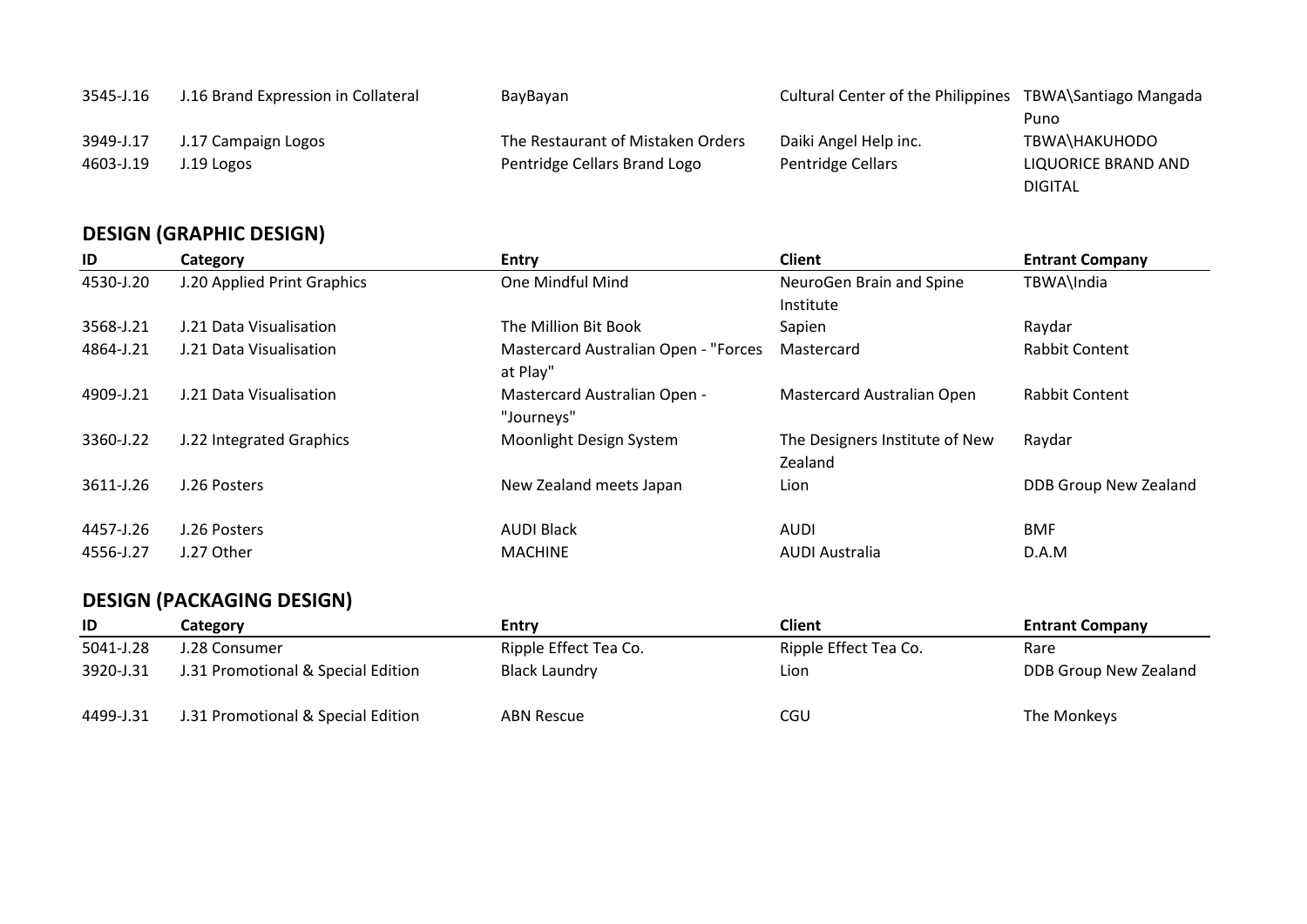| ID | Category | Entry | Client | Entrant Company |
|---|---|---|---|---|
| 3545-J.16 | J.16 Brand Expression in Collateral | BayBayan | Cultural Center of the Philippines | TBWA\Santiago Mangada Puno |
| 3949-J.17 | J.17 Campaign Logos | The Restaurant of Mistaken Orders | Daiki Angel Help inc. | TBWA\HAKUHODO |
| 4603-J.19 | J.19 Logos | Pentridge Cellars Brand Logo | Pentridge Cellars | LIQUORICE BRAND AND DIGITAL |

## DESIGN (GRAPHIC DESIGN)

| ID | Category | Entry | Client | Entrant Company |
|---|---|---|---|---|
| 4530-J.20 | J.20 Applied Print Graphics | One Mindful Mind | NeuroGen Brain and Spine Institute | TBWA\India |
| 3568-J.21 | J.21 Data Visualisation | The Million Bit Book | Sapien | Raydar |
| 4864-J.21 | J.21 Data Visualisation | Mastercard Australian Open - "Forces at Play" | Mastercard | Rabbit Content |
| 4909-J.21 | J.21 Data Visualisation | Mastercard Australian Open - "Journeys" | Mastercard Australian Open | Rabbit Content |
| 3360-J.22 | J.22 Integrated Graphics | Moonlight Design System | The Designers Institute of New Zealand | Raydar |
| 3611-J.26 | J.26 Posters | New Zealand meets Japan | Lion | DDB Group New Zealand |
| 4457-J.26 | J.26 Posters | AUDI Black | AUDI | BMF |
| 4556-J.27 | J.27 Other | MACHINE | AUDI Australia | D.A.M |

## DESIGN (PACKAGING DESIGN)

| ID | Category | Entry | Client | Entrant Company |
|---|---|---|---|---|
| 5041-J.28 | J.28 Consumer | Ripple Effect Tea Co. | Ripple Effect Tea Co. | Rare |
| 3920-J.31 | J.31 Promotional & Special Edition | Black Laundry | Lion | DDB Group New Zealand |
| 4499-J.31 | J.31 Promotional & Special Edition | ABN Rescue | CGU | The Monkeys |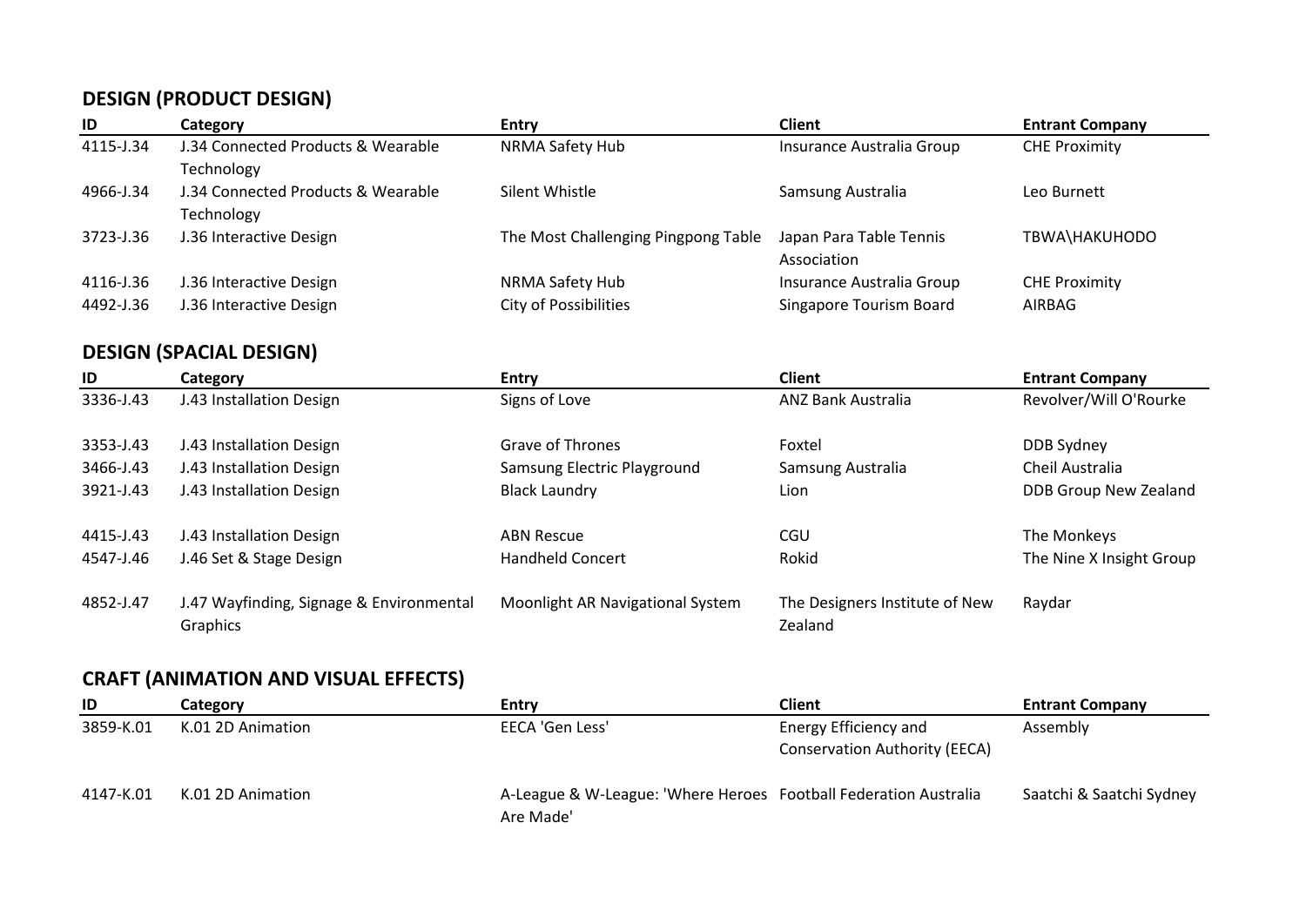## DESIGN (PRODUCT DESIGN)

| ID | Category | Entry | Client | Entrant Company |
|---|---|---|---|---|
| 4115-J.34 | J.34 Connected Products & Wearable Technology | NRMA Safety Hub | Insurance Australia Group | CHE Proximity |
| 4966-J.34 | J.34 Connected Products & Wearable Technology | Silent Whistle | Samsung Australia | Leo Burnett |
| 3723-J.36 | J.36 Interactive Design | The Most Challenging Pingpong Table | Japan Para Table Tennis Association | TBWA\HAKUHODO |
| 4116-J.36 | J.36 Interactive Design | NRMA Safety Hub | Insurance Australia Group | CHE Proximity |
| 4492-J.36 | J.36 Interactive Design | City of Possibilities | Singapore Tourism Board | AIRBAG |

## DESIGN (SPACIAL DESIGN)

| ID | Category | Entry | Client | Entrant Company |
|---|---|---|---|---|
| 3336-J.43 | J.43 Installation Design | Signs of Love | ANZ Bank Australia | Revolver/Will O'Rourke |
| 3353-J.43 | J.43 Installation Design | Grave of Thrones | Foxtel | DDB Sydney |
| 3466-J.43 | J.43 Installation Design | Samsung Electric Playground | Samsung Australia | Cheil Australia |
| 3921-J.43 | J.43 Installation Design | Black Laundry | Lion | DDB Group New Zealand |
| 4415-J.43 | J.43 Installation Design | ABN Rescue | CGU | The Monkeys |
| 4547-J.46 | J.46 Set & Stage Design | Handheld Concert | Rokid | The Nine X Insight Group |
| 4852-J.47 | J.47 Wayfinding, Signage & Environmental Graphics | Moonlight AR Navigational System | The Designers Institute of New Zealand | Raydar |

## CRAFT (ANIMATION AND VISUAL EFFECTS)

| ID | Category | Entry | Client | Entrant Company |
|---|---|---|---|---|
| 3859-K.01 | K.01 2D Animation | EECA 'Gen Less' | Energy Efficiency and Conservation Authority (EECA) | Assembly |
| 4147-K.01 | K.01 2D Animation | A-League & W-League: 'Where Heroes Are Made' | Football Federation Australia | Saatchi & Saatchi Sydney |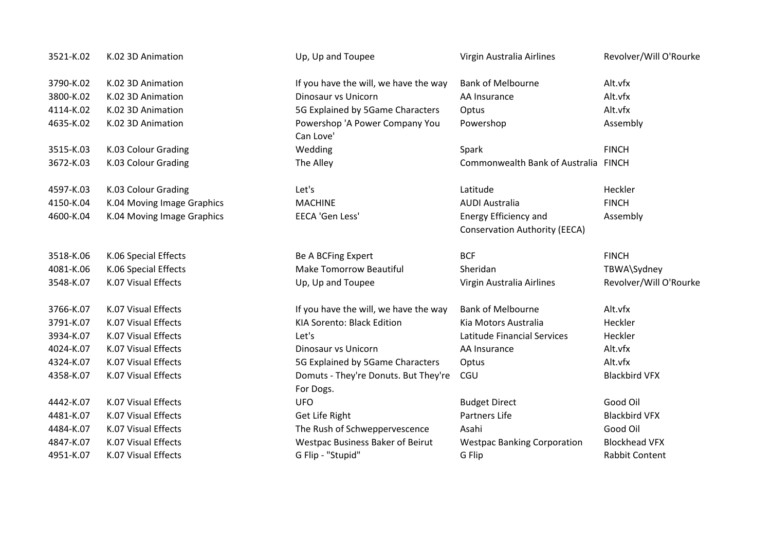| | | | | |
|---|---|---|---|---|
| 3521-K.02 | K.02 3D Animation | Up, Up and Toupee | Virgin Australia Airlines | Revolver/Will O'Rourke |
| 3790-K.02 | K.02 3D Animation | If you have the will, we have the way | Bank of Melbourne | Alt.vfx |
| 3800-K.02 | K.02 3D Animation | Dinosaur vs Unicorn | AA Insurance | Alt.vfx |
| 4114-K.02 | K.02 3D Animation | 5G Explained by 5Game Characters | Optus | Alt.vfx |
| 4635-K.02 | K.02 3D Animation | Powershop 'A Power Company You Can Love' | Powershop | Assembly |
| 3515-K.03 | K.03 Colour Grading | Wedding | Spark | FINCH |
| 3672-K.03 | K.03 Colour Grading | The Alley | Commonwealth Bank of Australia | FINCH |
| 4597-K.03 | K.03 Colour Grading | Let's | Latitude | Heckler |
| 4150-K.04 | K.04 Moving Image Graphics | MACHINE | AUDI Australia | FINCH |
| 4600-K.04 | K.04 Moving Image Graphics | EECA 'Gen Less' | Energy Efficiency and Conservation Authority (EECA) | Assembly |
| 3518-K.06 | K.06 Special Effects | Be A BCFing Expert | BCF | FINCH |
| 4081-K.06 | K.06 Special Effects | Make Tomorrow Beautiful | Sheridan | TBWA\Sydney |
| 3548-K.07 | K.07 Visual Effects | Up, Up and Toupee | Virgin Australia Airlines | Revolver/Will O'Rourke |
| 3766-K.07 | K.07 Visual Effects | If you have the will, we have the way | Bank of Melbourne | Alt.vfx |
| 3791-K.07 | K.07 Visual Effects | KIA Sorento: Black Edition | Kia Motors Australia | Heckler |
| 3934-K.07 | K.07 Visual Effects | Let's | Latitude Financial Services | Heckler |
| 4024-K.07 | K.07 Visual Effects | Dinosaur vs Unicorn | AA Insurance | Alt.vfx |
| 4324-K.07 | K.07 Visual Effects | 5G Explained by 5Game Characters | Optus | Alt.vfx |
| 4358-K.07 | K.07 Visual Effects | Domuts - They're Donuts. But They're For Dogs. | CGU | Blackbird VFX |
| 4442-K.07 | K.07 Visual Effects | UFO | Budget Direct | Good Oil |
| 4481-K.07 | K.07 Visual Effects | Get Life Right | Partners Life | Blackbird VFX |
| 4484-K.07 | K.07 Visual Effects | The Rush of Schweppervescence | Asahi | Good Oil |
| 4847-K.07 | K.07 Visual Effects | Westpac Business Baker of Beirut | Westpac Banking Corporation | Blockhead VFX |
| 4951-K.07 | K.07 Visual Effects | G Flip - "Stupid" | G Flip | Rabbit Content |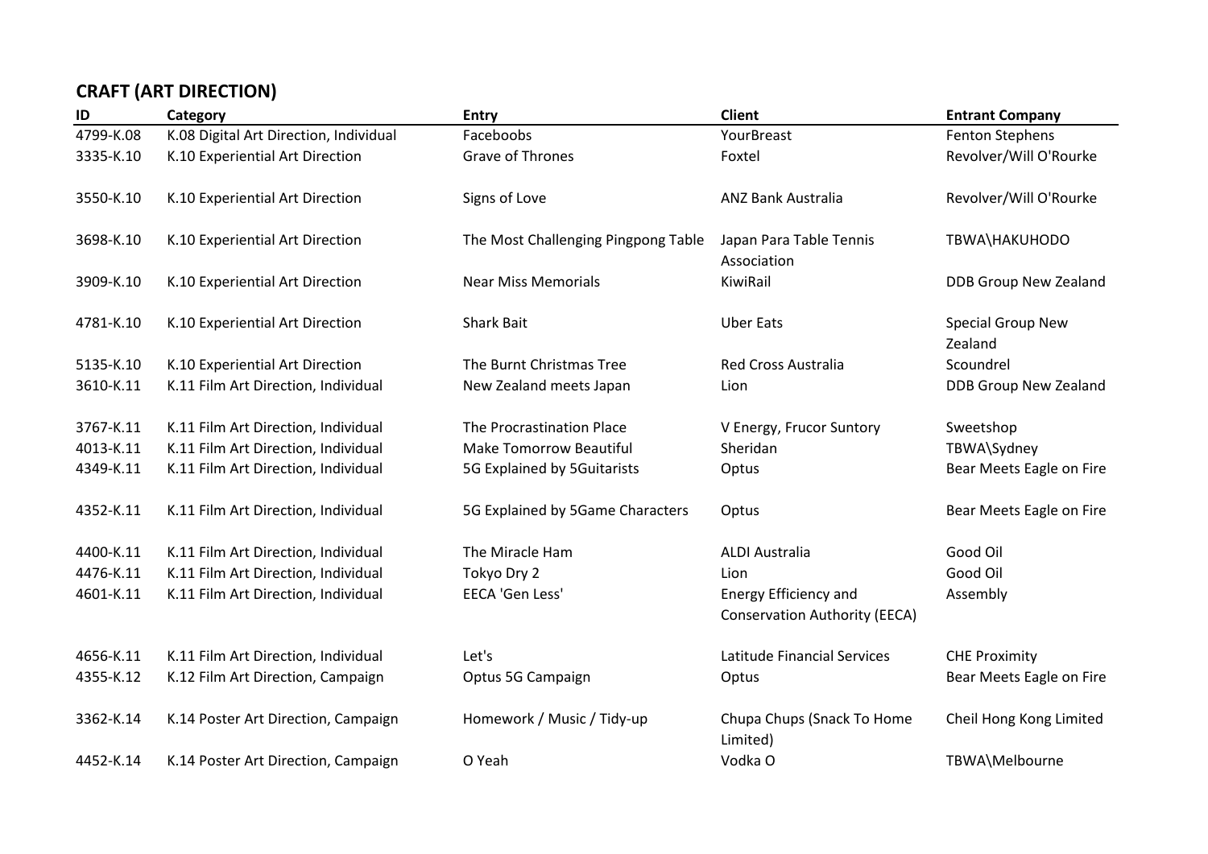## CRAFT (ART DIRECTION)

| ID | Category | Entry | Client | Entrant Company |
|---|---|---|---|---|
| 4799-K.08 | K.08 Digital Art Direction, Individual | Faceboobs | YourBreast | Fenton Stephens |
| 3335-K.10 | K.10 Experiential Art Direction | Grave of Thrones | Foxtel | Revolver/Will O'Rourke |
| 3550-K.10 | K.10 Experiential Art Direction | Signs of Love | ANZ Bank Australia | Revolver/Will O'Rourke |
| 3698-K.10 | K.10 Experiential Art Direction | The Most Challenging Pingpong Table | Japan Para Table Tennis Association | TBWA\HAKUHODO |
| 3909-K.10 | K.10 Experiential Art Direction | Near Miss Memorials | KiwiRail | DDB Group New Zealand |
| 4781-K.10 | K.10 Experiential Art Direction | Shark Bait | Uber Eats | Special Group New Zealand |
| 5135-K.10 | K.10 Experiential Art Direction | The Burnt Christmas Tree | Red Cross Australia | Scoundrel |
| 3610-K.11 | K.11 Film Art Direction, Individual | New Zealand meets Japan | Lion | DDB Group New Zealand |
| 3767-K.11 | K.11 Film Art Direction, Individual | The Procrastination Place | V Energy, Frucor Suntory | Sweetshop |
| 4013-K.11 | K.11 Film Art Direction, Individual | Make Tomorrow Beautiful | Sheridan | TBWA\Sydney |
| 4349-K.11 | K.11 Film Art Direction, Individual | 5G Explained by 5Guitarists | Optus | Bear Meets Eagle on Fire |
| 4352-K.11 | K.11 Film Art Direction, Individual | 5G Explained by 5Game Characters | Optus | Bear Meets Eagle on Fire |
| 4400-K.11 | K.11 Film Art Direction, Individual | The Miracle Ham | ALDI Australia | Good Oil |
| 4476-K.11 | K.11 Film Art Direction, Individual | Tokyo Dry 2 | Lion | Good Oil |
| 4601-K.11 | K.11 Film Art Direction, Individual | EECA 'Gen Less' | Energy Efficiency and Conservation Authority (EECA) | Assembly |
| 4656-K.11 | K.11 Film Art Direction, Individual | Let's | Latitude Financial Services | CHE Proximity |
| 4355-K.12 | K.12 Film Art Direction, Campaign | Optus 5G Campaign | Optus | Bear Meets Eagle on Fire |
| 3362-K.14 | K.14 Poster Art Direction, Campaign | Homework / Music / Tidy-up | Chupa Chups (Snack To Home Limited) | Cheil Hong Kong Limited |
| 4452-K.14 | K.14 Poster Art Direction, Campaign | O Yeah | Vodka O | TBWA\Melbourne |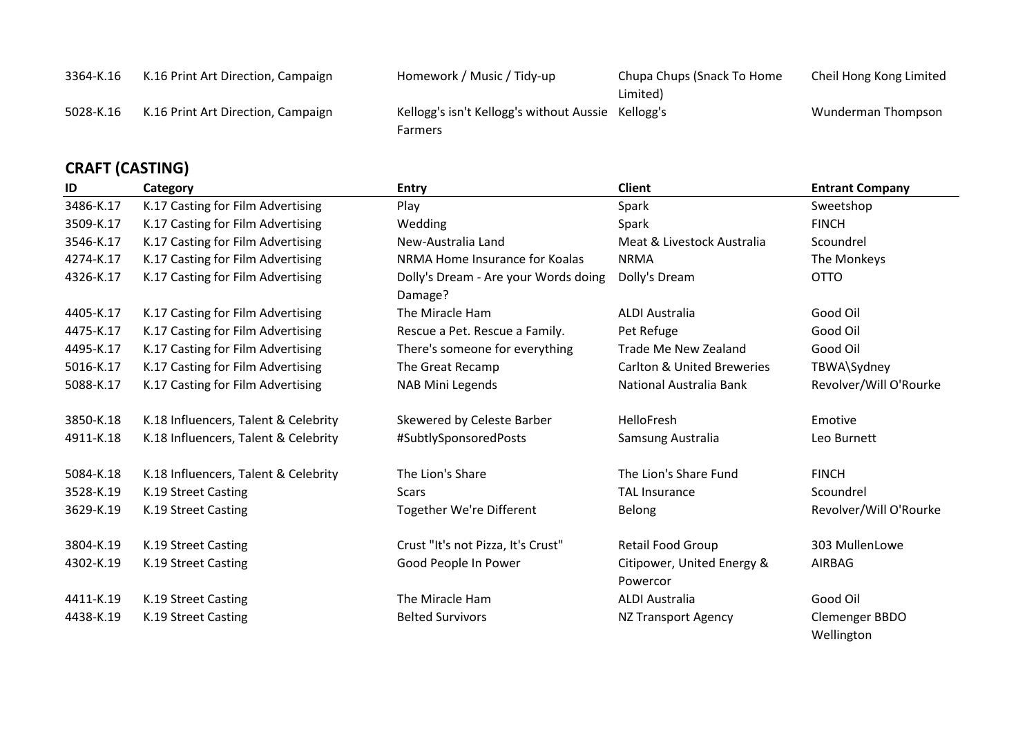| | | | | |
|---|---|---|---|---|
| 3364-K.16 | K.16 Print Art Direction, Campaign | Homework / Music / Tidy-up | Chupa Chups (Snack To Home Limited) | Cheil Hong Kong Limited |
| 5028-K.16 | K.16 Print Art Direction, Campaign | Kellogg's isn't Kellogg's without Aussie Farmers | Kellogg's | Wunderman Thompson |

## CRAFT (CASTING)

| ID | Category | Entry | Client | Entrant Company |
|---|---|---|---|---|
| 3486-K.17 | K.17 Casting for Film Advertising | Play | Spark | Sweetshop |
| 3509-K.17 | K.17 Casting for Film Advertising | Wedding | Spark | FINCH |
| 3546-K.17 | K.17 Casting for Film Advertising | New-Australia Land | Meat & Livestock Australia | Scoundrel |
| 4274-K.17 | K.17 Casting for Film Advertising | NRMA Home Insurance for Koalas | NRMA | The Monkeys |
| 4326-K.17 | K.17 Casting for Film Advertising | Dolly's Dream - Are your Words doing Damage? | Dolly's Dream | OTTO |
| 4405-K.17 | K.17 Casting for Film Advertising | The Miracle Ham | ALDI Australia | Good Oil |
| 4475-K.17 | K.17 Casting for Film Advertising | Rescue a Pet. Rescue a Family. | Pet Refuge | Good Oil |
| 4495-K.17 | K.17 Casting for Film Advertising | There's someone for everything | Trade Me New Zealand | Good Oil |
| 5016-K.17 | K.17 Casting for Film Advertising | The Great Recamp | Carlton & United Breweries | TBWA\Sydney |
| 5088-K.17 | K.17 Casting for Film Advertising | NAB Mini Legends | National Australia Bank | Revolver/Will O'Rourke |
| 3850-K.18 | K.18 Influencers, Talent & Celebrity | Skewered by Celeste Barber | HelloFresh | Emotive |
| 4911-K.18 | K.18 Influencers, Talent & Celebrity | #SubtlySponsoredPosts | Samsung Australia | Leo Burnett |
| 5084-K.18 | K.18 Influencers, Talent & Celebrity | The Lion's Share | The Lion's Share Fund | FINCH |
| 3528-K.19 | K.19 Street Casting | Scars | TAL Insurance | Scoundrel |
| 3629-K.19 | K.19 Street Casting | Together We're Different | Belong | Revolver/Will O'Rourke |
| 3804-K.19 | K.19 Street Casting | Crust "It's not Pizza, It's Crust" | Retail Food Group | 303 MullenLowe |
| 4302-K.19 | K.19 Street Casting | Good People In Power | Citipower, United Energy & Powercor | AIRBAG |
| 4411-K.19 | K.19 Street Casting | The Miracle Ham | ALDI Australia | Good Oil |
| 4438-K.19 | K.19 Street Casting | Belted Survivors | NZ Transport Agency | Clemenger BBDO Wellington |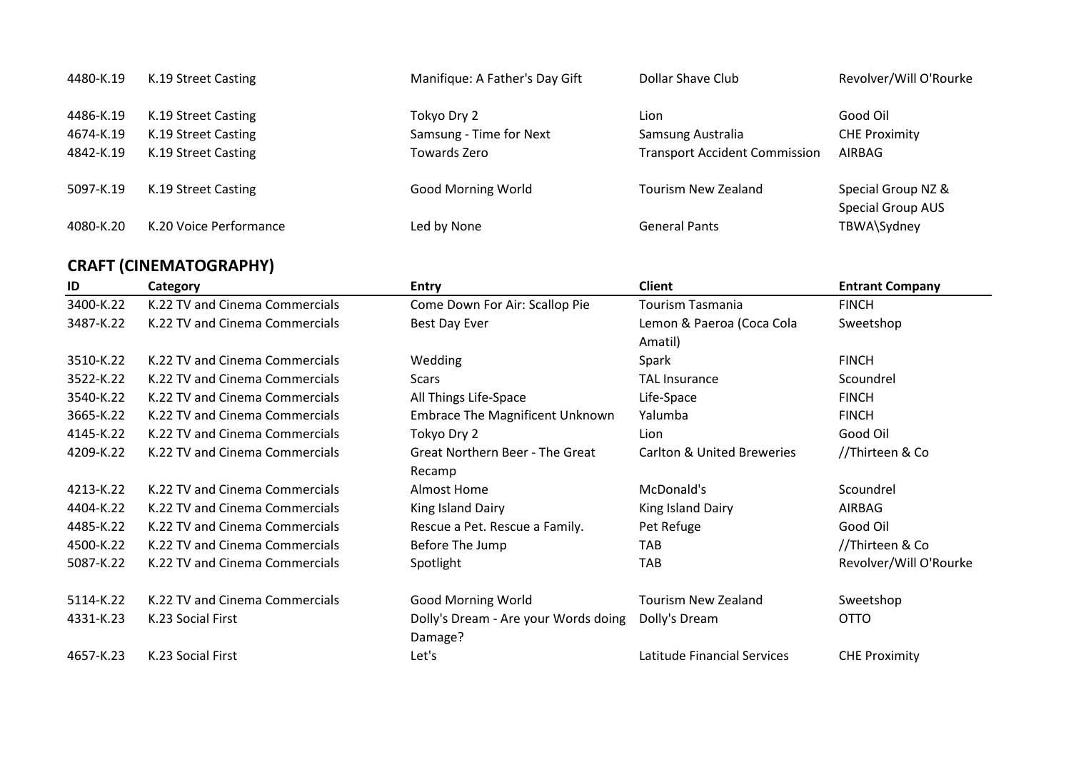| | | | | |
|---|---|---|---|---|
| 4480-K.19 | K.19 Street Casting | Manifique: A Father's Day Gift | Dollar Shave Club | Revolver/Will O'Rourke |
| 4486-K.19 | K.19 Street Casting | Tokyo Dry 2 | Lion | Good Oil |
| 4674-K.19 | K.19 Street Casting | Samsung - Time for Next | Samsung Australia | CHE Proximity |
| 4842-K.19 | K.19 Street Casting | Towards Zero | Transport Accident Commission | AIRBAG |
| 5097-K.19 | K.19 Street Casting | Good Morning World | Tourism New Zealand | Special Group NZ & Special Group AUS |
| 4080-K.20 | K.20 Voice Performance | Led by None | General Pants | TBWA\Sydney |

## CRAFT (CINEMATOGRAPHY)

| ID | Category | Entry | Client | Entrant Company |
|---|---|---|---|---|
| 3400-K.22 | K.22 TV and Cinema Commercials | Come Down For Air: Scallop Pie | Tourism Tasmania | FINCH |
| 3487-K.22 | K.22 TV and Cinema Commercials | Best Day Ever | Lemon & Paeroa (Coca Cola Amatil) | Sweetshop |
| 3510-K.22 | K.22 TV and Cinema Commercials | Wedding | Spark | FINCH |
| 3522-K.22 | K.22 TV and Cinema Commercials | Scars | TAL Insurance | Scoundrel |
| 3540-K.22 | K.22 TV and Cinema Commercials | All Things Life-Space | Life-Space | FINCH |
| 3665-K.22 | K.22 TV and Cinema Commercials | Embrace The Magnificent Unknown | Yalumba | FINCH |
| 4145-K.22 | K.22 TV and Cinema Commercials | Tokyo Dry 2 | Lion | Good Oil |
| 4209-K.22 | K.22 TV and Cinema Commercials | Great Northern Beer - The Great Recamp | Carlton & United Breweries | //Thirteen & Co |
| 4213-K.22 | K.22 TV and Cinema Commercials | Almost Home | McDonald's | Scoundrel |
| 4404-K.22 | K.22 TV and Cinema Commercials | King Island Dairy | King Island Dairy | AIRBAG |
| 4485-K.22 | K.22 TV and Cinema Commercials | Rescue a Pet. Rescue a Family. | Pet Refuge | Good Oil |
| 4500-K.22 | K.22 TV and Cinema Commercials | Before The Jump | TAB | //Thirteen & Co |
| 5087-K.22 | K.22 TV and Cinema Commercials | Spotlight | TAB | Revolver/Will O'Rourke |
| 5114-K.22 | K.22 TV and Cinema Commercials | Good Morning World | Tourism New Zealand | Sweetshop |
| 4331-K.23 | K.23 Social First | Dolly's Dream - Are your Words doing Damage? | Dolly's Dream | OTTO |
| 4657-K.23 | K.23 Social First | Let's | Latitude Financial Services | CHE Proximity |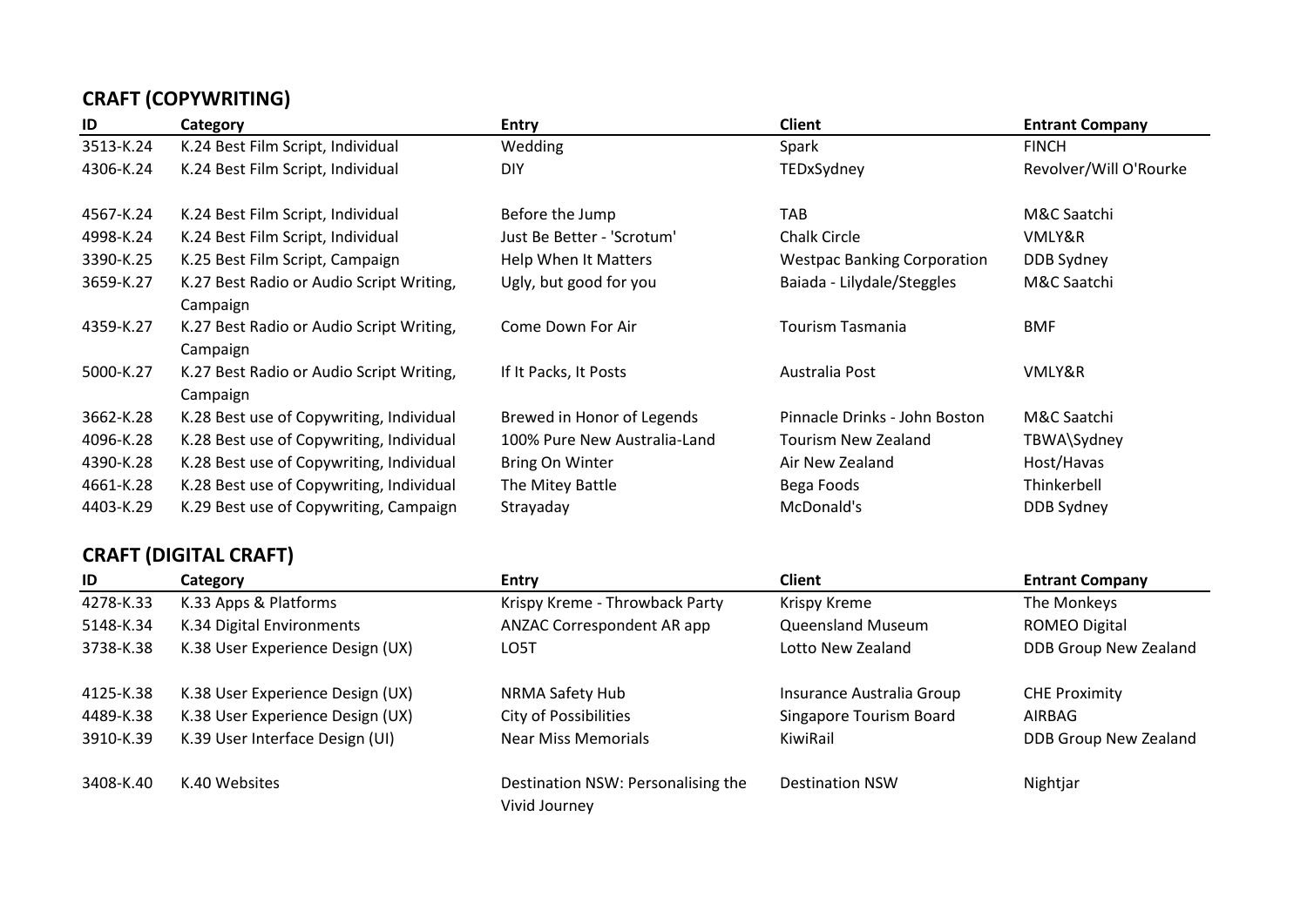## CRAFT (COPYWRITING)

| ID | Category | Entry | Client | Entrant Company |
|---|---|---|---|---|
| 3513-K.24 | K.24 Best Film Script, Individual | Wedding | Spark | FINCH |
| 4306-K.24 | K.24 Best Film Script, Individual | DIY | TEDxSydney | Revolver/Will O'Rourke |
| 4567-K.24 | K.24 Best Film Script, Individual | Before the Jump | TAB | M&C Saatchi |
| 4998-K.24 | K.24 Best Film Script, Individual | Just Be Better - 'Scrotum' | Chalk Circle | VMLY&R |
| 3390-K.25 | K.25 Best Film Script, Campaign | Help When It Matters | Westpac Banking Corporation | DDB Sydney |
| 3659-K.27 | K.27 Best Radio or Audio Script Writing, Campaign | Ugly, but good for you | Baiada - Lilydale/Steggles | M&C Saatchi |
| 4359-K.27 | K.27 Best Radio or Audio Script Writing, Campaign | Come Down For Air | Tourism Tasmania | BMF |
| 5000-K.27 | K.27 Best Radio or Audio Script Writing, Campaign | If It Packs, It Posts | Australia Post | VMLY&R |
| 3662-K.28 | K.28 Best use of Copywriting, Individual | Brewed in Honor of Legends | Pinnacle Drinks - John Boston | M&C Saatchi |
| 4096-K.28 | K.28 Best use of Copywriting, Individual | 100% Pure New Australia-Land | Tourism New Zealand | TBWA\Sydney |
| 4390-K.28 | K.28 Best use of Copywriting, Individual | Bring On Winter | Air New Zealand | Host/Havas |
| 4661-K.28 | K.28 Best use of Copywriting, Individual | The Mitey Battle | Bega Foods | Thinkerbell |
| 4403-K.29 | K.29 Best use of Copywriting, Campaign | Strayaday | McDonald's | DDB Sydney |

## CRAFT (DIGITAL CRAFT)

| ID | Category | Entry | Client | Entrant Company |
|---|---|---|---|---|
| 4278-K.33 | K.33 Apps & Platforms | Krispy Kreme - Throwback Party | Krispy Kreme | The Monkeys |
| 5148-K.34 | K.34 Digital Environments | ANZAC Correspondent AR app | Queensland Museum | ROMEO Digital |
| 3738-K.38 | K.38 User Experience Design (UX) | LO5T | Lotto New Zealand | DDB Group New Zealand |
| 4125-K.38 | K.38 User Experience Design (UX) | NRMA Safety Hub | Insurance Australia Group | CHE Proximity |
| 4489-K.38 | K.38 User Experience Design (UX) | City of Possibilities | Singapore Tourism Board | AIRBAG |
| 3910-K.39 | K.39 User Interface Design (UI) | Near Miss Memorials | KiwiRail | DDB Group New Zealand |
| 3408-K.40 | K.40 Websites | Destination NSW: Personalising the Vivid Journey | Destination NSW | Nightjar |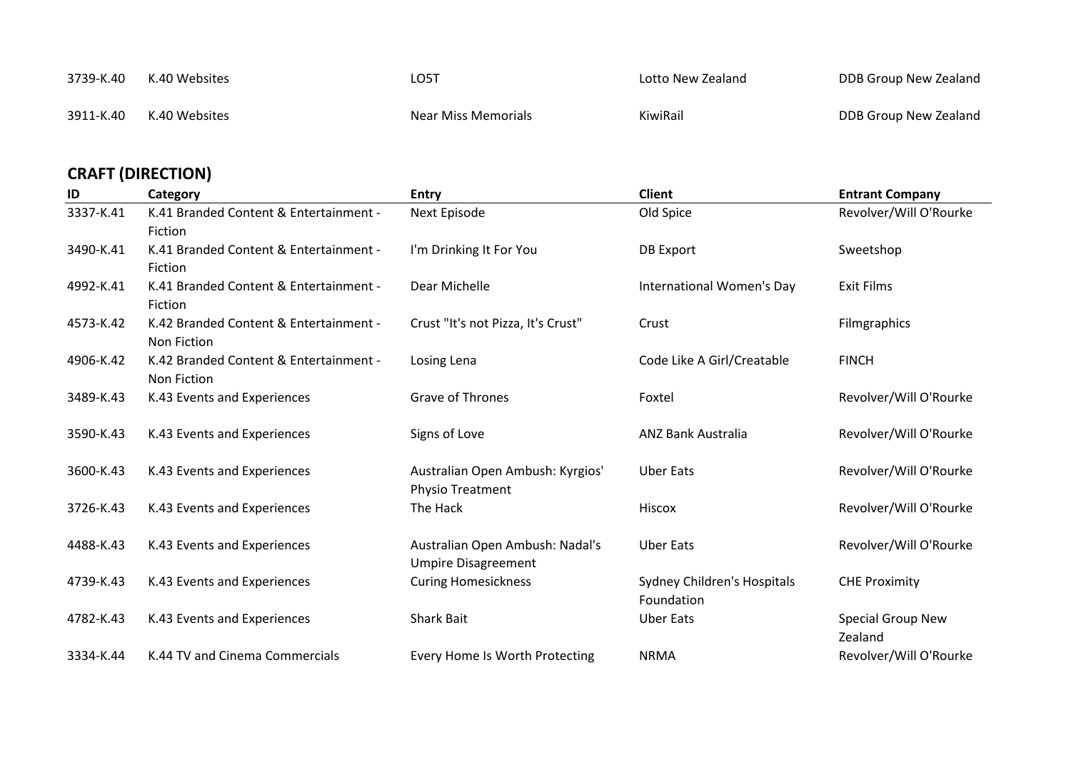| | | | | |
|---|---|---|---|---|
| 3739-K.40 | K.40 Websites | LO5T | Lotto New Zealand | DDB Group New Zealand |
| 3911-K.40 | K.40 Websites | Near Miss Memorials | KiwiRail | DDB Group New Zealand |

## CRAFT (DIRECTION)

| ID | Category | Entry | Client | Entrant Company |
|---|---|---|---|---|
| 3337-K.41 | K.41 Branded Content & Entertainment - Fiction | Next Episode | Old Spice | Revolver/Will O'Rourke |
| 3490-K.41 | K.41 Branded Content & Entertainment - Fiction | I'm Drinking It For You | DB Export | Sweetshop |
| 4992-K.41 | K.41 Branded Content & Entertainment - Fiction | Dear Michelle | International Women's Day | Exit Films |
| 4573-K.42 | K.42 Branded Content & Entertainment - Non Fiction | Crust "It's not Pizza, It's Crust" | Crust | Filmgraphics |
| 4906-K.42 | K.42 Branded Content & Entertainment - Non Fiction | Losing Lena | Code Like A Girl/Creatable | FINCH |
| 3489-K.43 | K.43 Events and Experiences | Grave of Thrones | Foxtel | Revolver/Will O'Rourke |
| 3590-K.43 | K.43 Events and Experiences | Signs of Love | ANZ Bank Australia | Revolver/Will O'Rourke |
| 3600-K.43 | K.43 Events and Experiences | Australian Open Ambush: Kyrgios' Physio Treatment | Uber Eats | Revolver/Will O'Rourke |
| 3726-K.43 | K.43 Events and Experiences | The Hack | Hiscox | Revolver/Will O'Rourke |
| 4488-K.43 | K.43 Events and Experiences | Australian Open Ambush: Nadal's Umpire Disagreement | Uber Eats | Revolver/Will O'Rourke |
| 4739-K.43 | K.43 Events and Experiences | Curing Homesickness | Sydney Children's Hospitals Foundation | CHE Proximity |
| 4782-K.43 | K.43 Events and Experiences | Shark Bait | Uber Eats | Special Group New Zealand |
| 3334-K.44 | K.44 TV and Cinema Commercials | Every Home Is Worth Protecting | NRMA | Revolver/Will O'Rourke |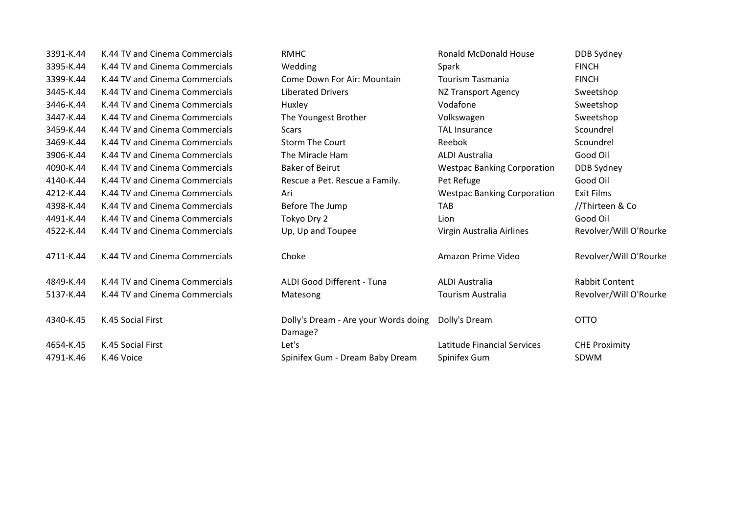| | | | | |
|---|---|---|---|---|
| 3391-K.44 | K.44 TV and Cinema Commercials | RMHC | Ronald McDonald House | DDB Sydney |
| 3395-K.44 | K.44 TV and Cinema Commercials | Wedding | Spark | FINCH |
| 3399-K.44 | K.44 TV and Cinema Commercials | Come Down For Air: Mountain | Tourism Tasmania | FINCH |
| 3445-K.44 | K.44 TV and Cinema Commercials | Liberated Drivers | NZ Transport Agency | Sweetshop |
| 3446-K.44 | K.44 TV and Cinema Commercials | Huxley | Vodafone | Sweetshop |
| 3447-K.44 | K.44 TV and Cinema Commercials | The Youngest Brother | Volkswagen | Sweetshop |
| 3459-K.44 | K.44 TV and Cinema Commercials | Scars | TAL Insurance | Scoundrel |
| 3469-K.44 | K.44 TV and Cinema Commercials | Storm The Court | Reebok | Scoundrel |
| 3906-K.44 | K.44 TV and Cinema Commercials | The Miracle Ham | ALDI Australia | Good Oil |
| 4090-K.44 | K.44 TV and Cinema Commercials | Baker of Beirut | Westpac Banking Corporation | DDB Sydney |
| 4140-K.44 | K.44 TV and Cinema Commercials | Rescue a Pet. Rescue a Family. | Pet Refuge | Good Oil |
| 4212-K.44 | K.44 TV and Cinema Commercials | Ari | Westpac Banking Corporation | Exit Films |
| 4398-K.44 | K.44 TV and Cinema Commercials | Before The Jump | TAB | //Thirteen & Co |
| 4491-K.44 | K.44 TV and Cinema Commercials | Tokyo Dry 2 | Lion | Good Oil |
| 4522-K.44 | K.44 TV and Cinema Commercials | Up, Up and Toupee | Virgin Australia Airlines | Revolver/Will O'Rourke |
| 4711-K.44 | K.44 TV and Cinema Commercials | Choke | Amazon Prime Video | Revolver/Will O'Rourke |
| 4849-K.44 | K.44 TV and Cinema Commercials | ALDI Good Different - Tuna | ALDI Australia | Rabbit Content |
| 5137-K.44 | K.44 TV and Cinema Commercials | Matesong | Tourism Australia | Revolver/Will O'Rourke |
| 4340-K.45 | K.45 Social First | Dolly's Dream - Are your Words doing Damage? | Dolly's Dream | OTTO |
| 4654-K.45 | K.45 Social First | Let's | Latitude Financial Services | CHE Proximity |
| 4791-K.46 | K.46 Voice | Spinifex Gum - Dream Baby Dream | Spinifex Gum | SDWM |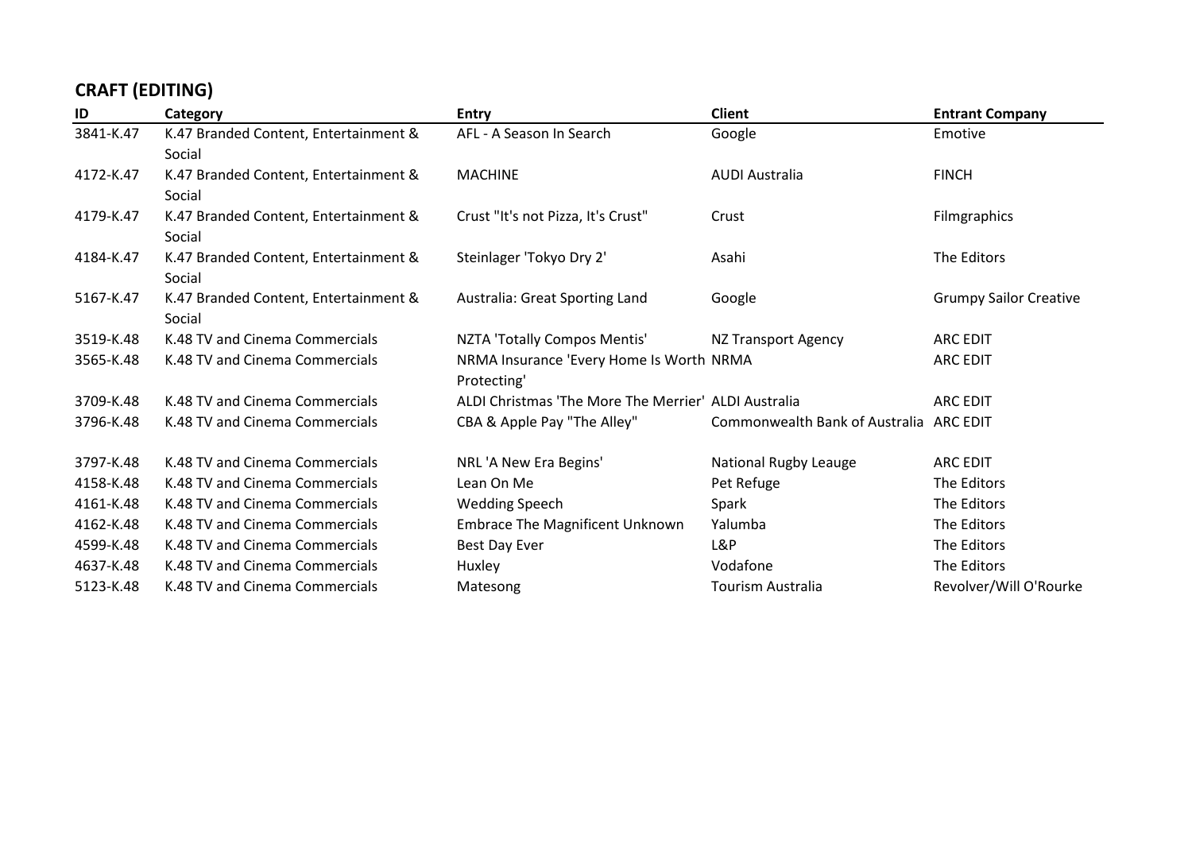## CRAFT (EDITING)

| ID | Category | Entry | Client | Entrant Company |
|---|---|---|---|---|
| 3841-K.47 | K.47 Branded Content, Entertainment & Social | AFL - A Season In Search | Google | Emotive |
| 4172-K.47 | K.47 Branded Content, Entertainment & Social | MACHINE | AUDI Australia | FINCH |
| 4179-K.47 | K.47 Branded Content, Entertainment & Social | Crust "It's not Pizza, It's Crust" | Crust | Filmgraphics |
| 4184-K.47 | K.47 Branded Content, Entertainment & Social | Steinlager 'Tokyo Dry 2' | Asahi | The Editors |
| 5167-K.47 | K.47 Branded Content, Entertainment & Social | Australia: Great Sporting Land | Google | Grumpy Sailor Creative |
| 3519-K.48 | K.48 TV and Cinema Commercials | NZTA 'Totally Compos Mentis' | NZ Transport Agency | ARC EDIT |
| 3565-K.48 | K.48 TV and Cinema Commercials | NRMA Insurance 'Every Home Is Worth Protecting' | NRMA | ARC EDIT |
| 3709-K.48 | K.48 TV and Cinema Commercials | ALDI Christmas 'The More The Merrier' | ALDI Australia | ARC EDIT |
| 3796-K.48 | K.48 TV and Cinema Commercials | CBA & Apple Pay "The Alley" | Commonwealth Bank of Australia | ARC EDIT |
| 3797-K.48 | K.48 TV and Cinema Commercials | NRL 'A New Era Begins' | National Rugby Leauge | ARC EDIT |
| 4158-K.48 | K.48 TV and Cinema Commercials | Lean On Me | Pet Refuge | The Editors |
| 4161-K.48 | K.48 TV and Cinema Commercials | Wedding Speech | Spark | The Editors |
| 4162-K.48 | K.48 TV and Cinema Commercials | Embrace The Magnificent Unknown | Yalumba | The Editors |
| 4599-K.48 | K.48 TV and Cinema Commercials | Best Day Ever | L&P | The Editors |
| 4637-K.48 | K.48 TV and Cinema Commercials | Huxley | Vodafone | The Editors |
| 5123-K.48 | K.48 TV and Cinema Commercials | Matesong | Tourism Australia | Revolver/Will O'Rourke |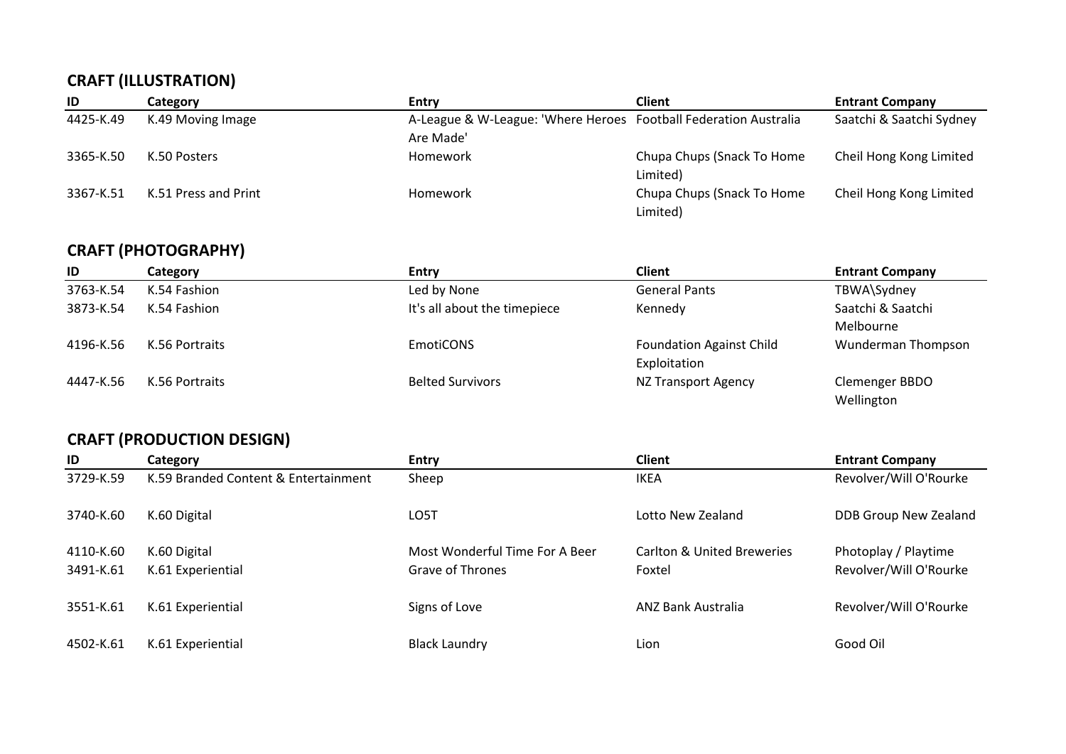## CRAFT (ILLUSTRATION)

| ID | Category | Entry | Client | Entrant Company |
|---|---|---|---|---|
| 4425-K.49 | K.49 Moving Image | A-League & W-League: 'Where Heroes Are Made' | Football Federation Australia | Saatchi & Saatchi Sydney |
| 3365-K.50 | K.50 Posters | Homework | Chupa Chups (Snack To Home Limited) | Cheil Hong Kong Limited |
| 3367-K.51 | K.51 Press and Print | Homework | Chupa Chups (Snack To Home Limited) | Cheil Hong Kong Limited |

## CRAFT (PHOTOGRAPHY)

| ID | Category | Entry | Client | Entrant Company |
|---|---|---|---|---|
| 3763-K.54 | K.54 Fashion | Led by None | General Pants | TBWA\Sydney |
| 3873-K.54 | K.54 Fashion | It's all about the timepiece | Kennedy | Saatchi & Saatchi Melbourne |
| 4196-K.56 | K.56 Portraits | EmotiCONS | Foundation Against Child Exploitation | Wunderman Thompson |
| 4447-K.56 | K.56 Portraits | Belted Survivors | NZ Transport Agency | Clemenger BBDO Wellington |

## CRAFT (PRODUCTION DESIGN)

| ID | Category | Entry | Client | Entrant Company |
|---|---|---|---|---|
| 3729-K.59 | K.59 Branded Content & Entertainment | Sheep | IKEA | Revolver/Will O'Rourke |
| 3740-K.60 | K.60 Digital | LO5T | Lotto New Zealand | DDB Group New Zealand |
| 4110-K.60 | K.60 Digital | Most Wonderful Time For A Beer | Carlton & United Breweries | Photoplay / Playtime |
| 3491-K.61 | K.61 Experiential | Grave of Thrones | Foxtel | Revolver/Will O'Rourke |
| 3551-K.61 | K.61 Experiential | Signs of Love | ANZ Bank Australia | Revolver/Will O'Rourke |
| 4502-K.61 | K.61 Experiential | Black Laundry | Lion | Good Oil |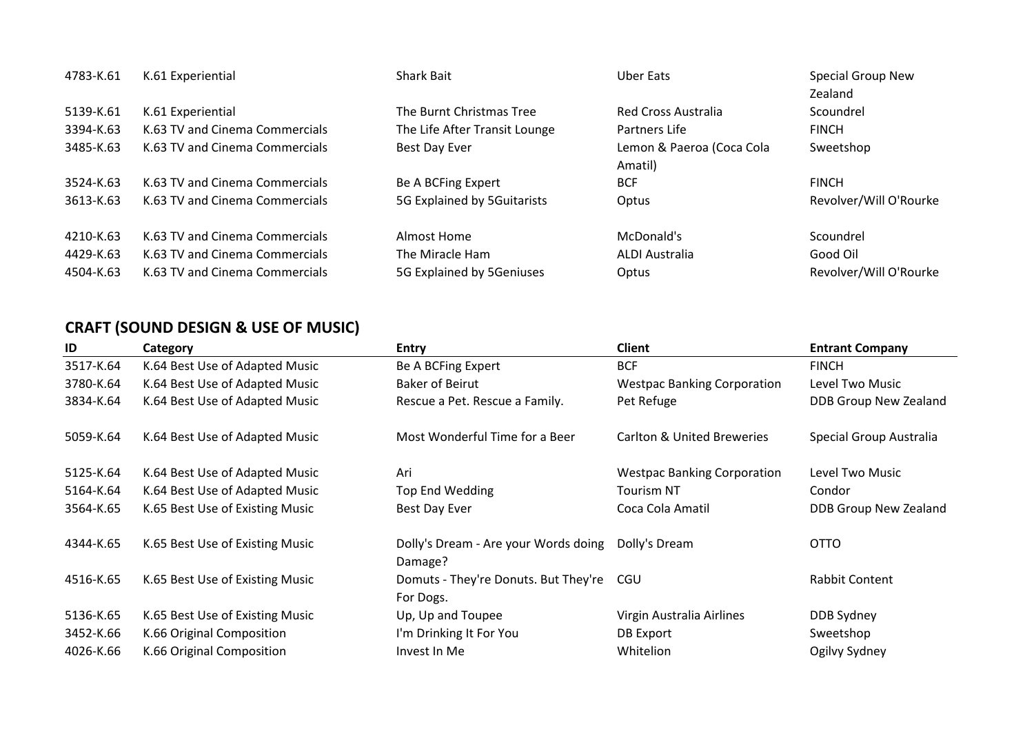| | | | | |
|---|---|---|---|---|
| 4783-K.61 | K.61 Experiential | Shark Bait | Uber Eats | Special Group New Zealand |
| 5139-K.61 | K.61 Experiential | The Burnt Christmas Tree | Red Cross Australia | Scoundrel |
| 3394-K.63 | K.63 TV and Cinema Commercials | The Life After Transit Lounge | Partners Life | FINCH |
| 3485-K.63 | K.63 TV and Cinema Commercials | Best Day Ever | Lemon & Paeroa (Coca Cola Amatil) | Sweetshop |
| 3524-K.63 | K.63 TV and Cinema Commercials | Be A BCFing Expert | BCF | FINCH |
| 3613-K.63 | K.63 TV and Cinema Commercials | 5G Explained by 5Guitarists | Optus | Revolver/Will O'Rourke |
| 4210-K.63 | K.63 TV and Cinema Commercials | Almost Home | McDonald's | Scoundrel |
| 4429-K.63 | K.63 TV and Cinema Commercials | The Miracle Ham | ALDI Australia | Good Oil |
| 4504-K.63 | K.63 TV and Cinema Commercials | 5G Explained by 5Geniuses | Optus | Revolver/Will O'Rourke |

## CRAFT (SOUND DESIGN & USE OF MUSIC)

| ID | Category | Entry | Client | Entrant Company |
|---|---|---|---|---|
| 3517-K.64 | K.64 Best Use of Adapted Music | Be A BCFing Expert | BCF | FINCH |
| 3780-K.64 | K.64 Best Use of Adapted Music | Baker of Beirut | Westpac Banking Corporation | Level Two Music |
| 3834-K.64 | K.64 Best Use of Adapted Music | Rescue a Pet. Rescue a Family. | Pet Refuge | DDB Group New Zealand |
| 5059-K.64 | K.64 Best Use of Adapted Music | Most Wonderful Time for a Beer | Carlton & United Breweries | Special Group Australia |
| 5125-K.64 | K.64 Best Use of Adapted Music | Ari | Westpac Banking Corporation | Level Two Music |
| 5164-K.64 | K.64 Best Use of Adapted Music | Top End Wedding | Tourism NT | Condor |
| 3564-K.65 | K.65 Best Use of Existing Music | Best Day Ever | Coca Cola Amatil | DDB Group New Zealand |
| 4344-K.65 | K.65 Best Use of Existing Music | Dolly's Dream - Are your Words doing Damage? | Dolly's Dream | OTTO |
| 4516-K.65 | K.65 Best Use of Existing Music | Domuts - They're Donuts. But They're For Dogs. | CGU | Rabbit Content |
| 5136-K.65 | K.65 Best Use of Existing Music | Up, Up and Toupee | Virgin Australia Airlines | DDB Sydney |
| 3452-K.66 | K.66 Original Composition | I'm Drinking It For You | DB Export | Sweetshop |
| 4026-K.66 | K.66 Original Composition | Invest In Me | Whitelion | Ogilvy Sydney |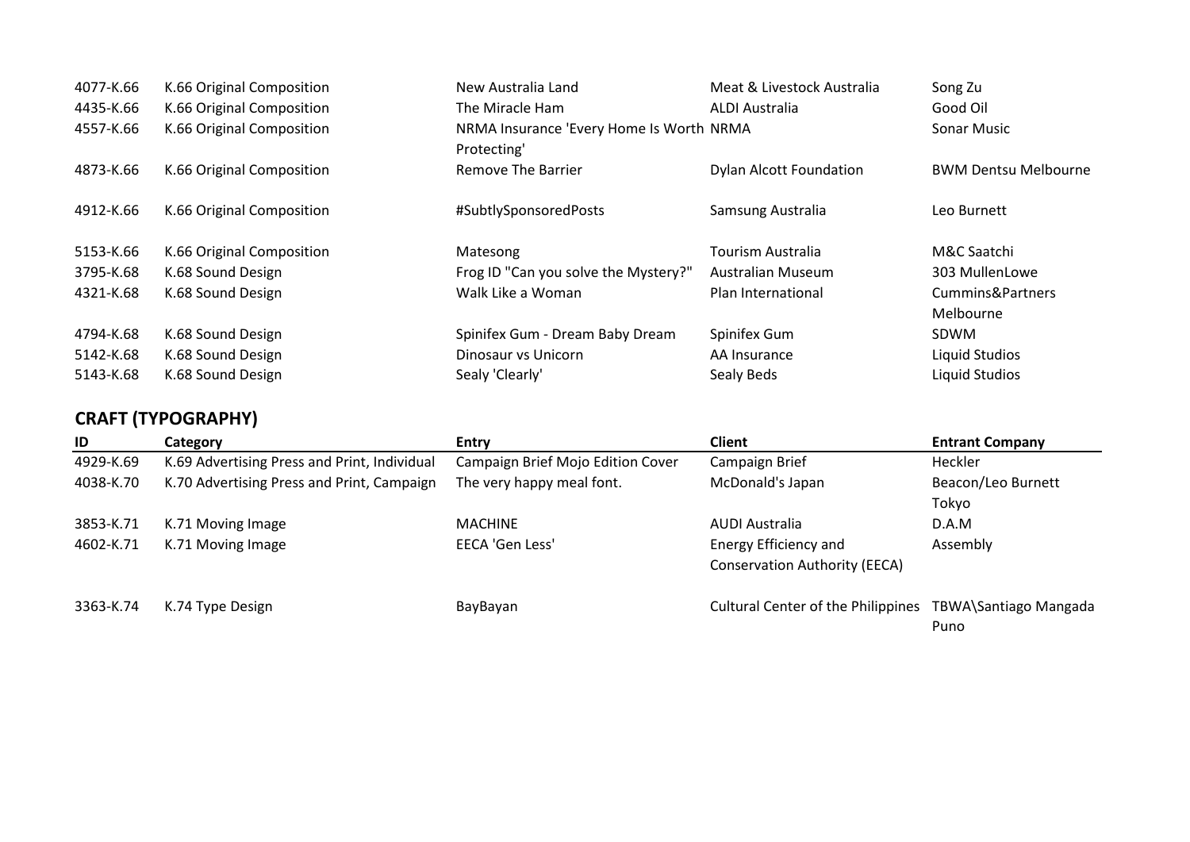| | | | | |
|---|---|---|---|---|
| 4077-K.66 | K.66 Original Composition | New Australia Land | Meat & Livestock Australia | Song Zu |
| 4435-K.66 | K.66 Original Composition | The Miracle Ham | ALDI Australia | Good Oil |
| 4557-K.66 | K.66 Original Composition | NRMA Insurance 'Every Home Is Worth Protecting' | NRMA | Sonar Music |
| 4873-K.66 | K.66 Original Composition | Remove The Barrier | Dylan Alcott Foundation | BWM Dentsu Melbourne |
| 4912-K.66 | K.66 Original Composition | #SubtlySponsoredPosts | Samsung Australia | Leo Burnett |
| 5153-K.66 | K.66 Original Composition | Matesong | Tourism Australia | M&C Saatchi |
| 3795-K.68 | K.68 Sound Design | Frog ID "Can you solve the Mystery?" | Australian Museum | 303 MullenLowe |
| 4321-K.68 | K.68 Sound Design | Walk Like a Woman | Plan International | Cummins&Partners Melbourne |
| 4794-K.68 | K.68 Sound Design | Spinifex Gum - Dream Baby Dream | Spinifex Gum | SDWM |
| 5142-K.68 | K.68 Sound Design | Dinosaur vs Unicorn | AA Insurance | Liquid Studios |
| 5143-K.68 | K.68 Sound Design | Sealy 'Clearly' | Sealy Beds | Liquid Studios |

## CRAFT (TYPOGRAPHY)

| ID | Category | Entry | Client | Entrant Company |
|---|---|---|---|---|
| 4929-K.69 | K.69 Advertising Press and Print, Individual | Campaign Brief Mojo Edition Cover | Campaign Brief | Heckler |
| 4038-K.70 | K.70 Advertising Press and Print, Campaign | The very happy meal font. | McDonald's Japan | Beacon/Leo Burnett Tokyo |
| 3853-K.71 | K.71 Moving Image | MACHINE | AUDI Australia | D.A.M |
| 4602-K.71 | K.71 Moving Image | EECA 'Gen Less' | Energy Efficiency and Conservation Authority (EECA) | Assembly |
| 3363-K.74 | K.74 Type Design | BayBayan | Cultural Center of the Philippines | TBWA\Santiago Mangada Puno |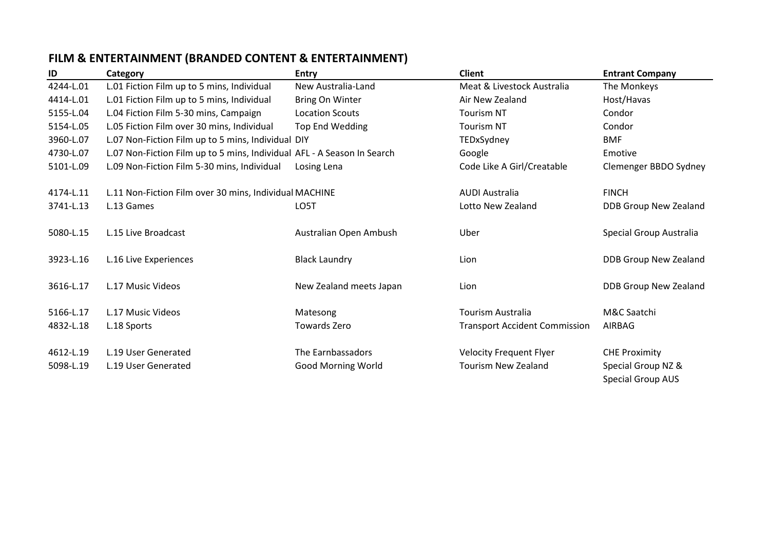## FILM & ENTERTAINMENT (BRANDED CONTENT & ENTERTAINMENT)

| ID | Category | Entry | Client | Entrant Company |
|---|---|---|---|---|
| 4244-L.01 | L.01 Fiction Film up to 5 mins, Individual | New Australia-Land | Meat & Livestock Australia | The Monkeys |
| 4414-L.01 | L.01 Fiction Film up to 5 mins, Individual | Bring On Winter | Air New Zealand | Host/Havas |
| 5155-L.04 | L.04 Fiction Film 5-30 mins, Campaign | Location Scouts | Tourism NT | Condor |
| 5154-L.05 | L.05 Fiction Film over 30 mins, Individual | Top End Wedding | Tourism NT | Condor |
| 3960-L.07 | L.07 Non-Fiction Film up to 5 mins, Individual | DIY | TEDxSydney | BMF |
| 4730-L.07 | L.07 Non-Fiction Film up to 5 mins, Individual | AFL - A Season In Search | Google | Emotive |
| 5101-L.09 | L.09 Non-Fiction Film 5-30 mins, Individual | Losing Lena | Code Like A Girl/Creatable | Clemenger BBDO Sydney |
| 4174-L.11 | L.11 Non-Fiction Film over 30 mins, Individual | MACHINE | AUDI Australia | FINCH |
| 3741-L.13 | L.13 Games | LO5T | Lotto New Zealand | DDB Group New Zealand |
| 5080-L.15 | L.15 Live Broadcast | Australian Open Ambush | Uber | Special Group Australia |
| 3923-L.16 | L.16 Live Experiences | Black Laundry | Lion | DDB Group New Zealand |
| 3616-L.17 | L.17 Music Videos | New Zealand meets Japan | Lion | DDB Group New Zealand |
| 5166-L.17 | L.17 Music Videos | Matesong | Tourism Australia | M&C Saatchi |
| 4832-L.18 | L.18 Sports | Towards Zero | Transport Accident Commission | AIRBAG |
| 4612-L.19 | L.19 User Generated | The Earnbassadors | Velocity Frequent Flyer | CHE Proximity |
| 5098-L.19 | L.19 User Generated | Good Morning World | Tourism New Zealand | Special Group NZ & Special Group AUS |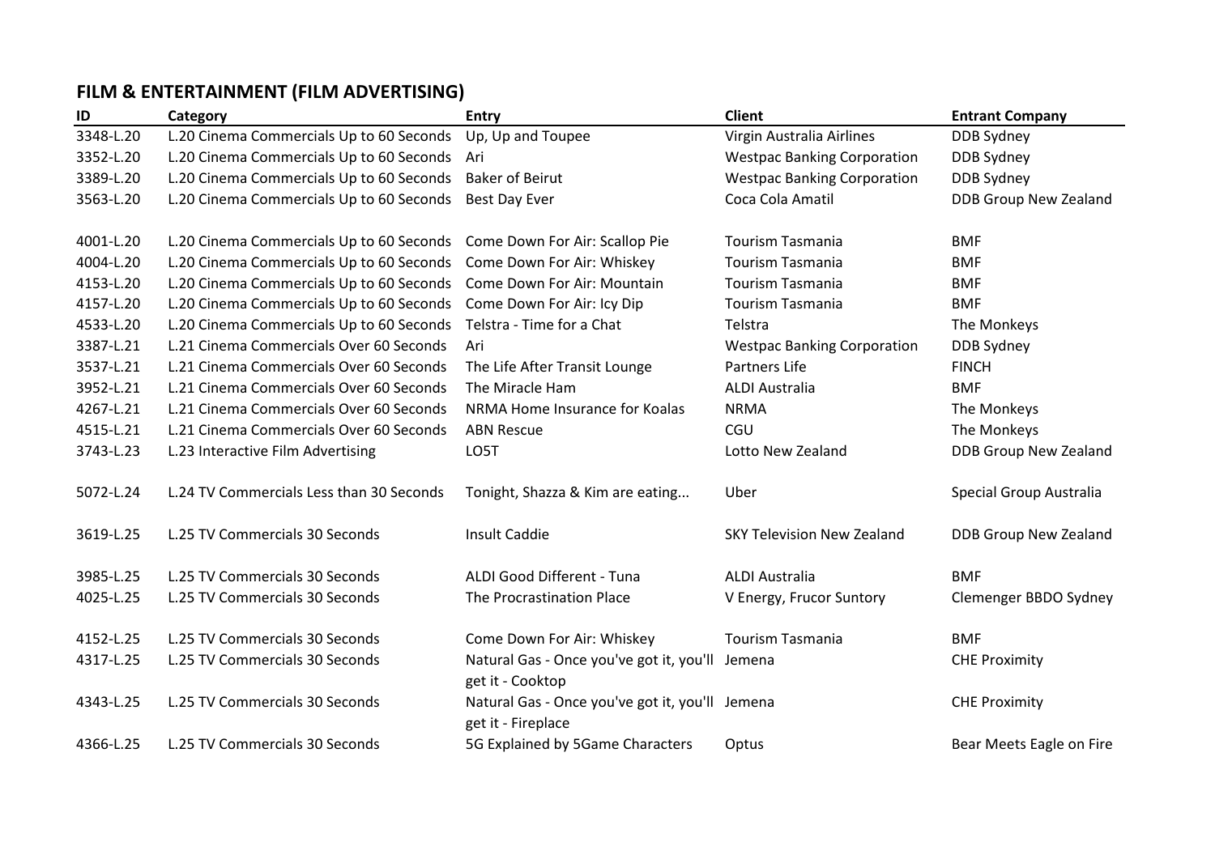## FILM & ENTERTAINMENT (FILM ADVERTISING)

| ID | Category | Entry | Client | Entrant Company |
|---|---|---|---|---|
| 3348-L.20 | L.20 Cinema Commercials Up to 60 Seconds | Up, Up and Toupee | Virgin Australia Airlines | DDB Sydney |
| 3352-L.20 | L.20 Cinema Commercials Up to 60 Seconds | Ari | Westpac Banking Corporation | DDB Sydney |
| 3389-L.20 | L.20 Cinema Commercials Up to 60 Seconds | Baker of Beirut | Westpac Banking Corporation | DDB Sydney |
| 3563-L.20 | L.20 Cinema Commercials Up to 60 Seconds | Best Day Ever | Coca Cola Amatil | DDB Group New Zealand |
| 4001-L.20 | L.20 Cinema Commercials Up to 60 Seconds | Come Down For Air: Scallop Pie | Tourism Tasmania | BMF |
| 4004-L.20 | L.20 Cinema Commercials Up to 60 Seconds | Come Down For Air: Whiskey | Tourism Tasmania | BMF |
| 4153-L.20 | L.20 Cinema Commercials Up to 60 Seconds | Come Down For Air: Mountain | Tourism Tasmania | BMF |
| 4157-L.20 | L.20 Cinema Commercials Up to 60 Seconds | Come Down For Air: Icy Dip | Tourism Tasmania | BMF |
| 4533-L.20 | L.20 Cinema Commercials Up to 60 Seconds | Telstra - Time for a Chat | Telstra | The Monkeys |
| 3387-L.21 | L.21 Cinema Commercials Over 60 Seconds | Ari | Westpac Banking Corporation | DDB Sydney |
| 3537-L.21 | L.21 Cinema Commercials Over 60 Seconds | The Life After Transit Lounge | Partners Life | FINCH |
| 3952-L.21 | L.21 Cinema Commercials Over 60 Seconds | The Miracle Ham | ALDI Australia | BMF |
| 4267-L.21 | L.21 Cinema Commercials Over 60 Seconds | NRMA Home Insurance for Koalas | NRMA | The Monkeys |
| 4515-L.21 | L.21 Cinema Commercials Over 60 Seconds | ABN Rescue | CGU | The Monkeys |
| 3743-L.23 | L.23 Interactive Film Advertising | LO5T | Lotto New Zealand | DDB Group New Zealand |
| 5072-L.24 | L.24 TV Commercials Less than 30 Seconds | Tonight, Shazza & Kim are eating... | Uber | Special Group Australia |
| 3619-L.25 | L.25 TV Commercials 30 Seconds | Insult Caddie | SKY Television New Zealand | DDB Group New Zealand |
| 3985-L.25 | L.25 TV Commercials 30 Seconds | ALDI Good Different - Tuna | ALDI Australia | BMF |
| 4025-L.25 | L.25 TV Commercials 30 Seconds | The Procrastination Place | V Energy, Frucor Suntory | Clemenger BBDO Sydney |
| 4152-L.25 | L.25 TV Commercials 30 Seconds | Come Down For Air: Whiskey | Tourism Tasmania | BMF |
| 4317-L.25 | L.25 TV Commercials 30 Seconds | Natural Gas - Once you've got it, you'll get it - Cooktop | Jemena | CHE Proximity |
| 4343-L.25 | L.25 TV Commercials 30 Seconds | Natural Gas - Once you've got it, you'll get it - Fireplace | Jemena | CHE Proximity |
| 4366-L.25 | L.25 TV Commercials 30 Seconds | 5G Explained by 5Game Characters | Optus | Bear Meets Eagle on Fire |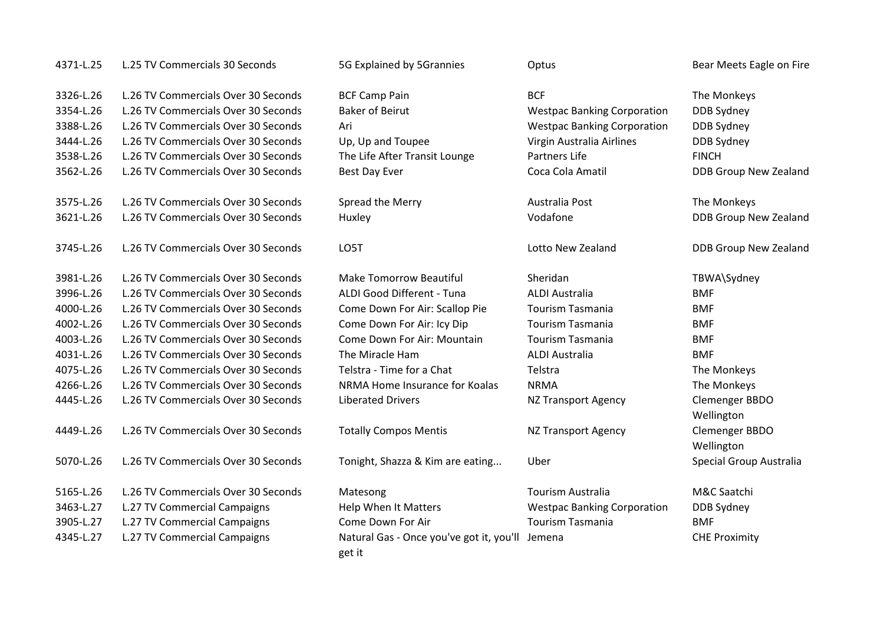| | | | | |
|---|---|---|---|---|
| 4371-L.25 | L.25 TV Commercials 30 Seconds | 5G Explained by 5Grannies | Optus | Bear Meets Eagle on Fire |
| 3326-L.26 | L.26 TV Commercials Over 30 Seconds | BCF Camp Pain | BCF | The Monkeys |
| 3354-L.26 | L.26 TV Commercials Over 30 Seconds | Baker of Beirut | Westpac Banking Corporation | DDB Sydney |
| 3388-L.26 | L.26 TV Commercials Over 30 Seconds | Ari | Westpac Banking Corporation | DDB Sydney |
| 3444-L.26 | L.26 TV Commercials Over 30 Seconds | Up, Up and Toupee | Virgin Australia Airlines | DDB Sydney |
| 3538-L.26 | L.26 TV Commercials Over 30 Seconds | The Life After Transit Lounge | Partners Life | FINCH |
| 3562-L.26 | L.26 TV Commercials Over 30 Seconds | Best Day Ever | Coca Cola Amatil | DDB Group New Zealand |
| 3575-L.26 | L.26 TV Commercials Over 30 Seconds | Spread the Merry | Australia Post | The Monkeys |
| 3621-L.26 | L.26 TV Commercials Over 30 Seconds | Huxley | Vodafone | DDB Group New Zealand |
| 3745-L.26 | L.26 TV Commercials Over 30 Seconds | LO5T | Lotto New Zealand | DDB Group New Zealand |
| 3981-L.26 | L.26 TV Commercials Over 30 Seconds | Make Tomorrow Beautiful | Sheridan | TBWA\Sydney |
| 3996-L.26 | L.26 TV Commercials Over 30 Seconds | ALDI Good Different - Tuna | ALDI Australia | BMF |
| 4000-L.26 | L.26 TV Commercials Over 30 Seconds | Come Down For Air: Scallop Pie | Tourism Tasmania | BMF |
| 4002-L.26 | L.26 TV Commercials Over 30 Seconds | Come Down For Air: Icy Dip | Tourism Tasmania | BMF |
| 4003-L.26 | L.26 TV Commercials Over 30 Seconds | Come Down For Air: Mountain | Tourism Tasmania | BMF |
| 4031-L.26 | L.26 TV Commercials Over 30 Seconds | The Miracle Ham | ALDI Australia | BMF |
| 4075-L.26 | L.26 TV Commercials Over 30 Seconds | Telstra - Time for a Chat | Telstra | The Monkeys |
| 4266-L.26 | L.26 TV Commercials Over 30 Seconds | NRMA Home Insurance for Koalas | NRMA | The Monkeys |
| 4445-L.26 | L.26 TV Commercials Over 30 Seconds | Liberated Drivers | NZ Transport Agency | Clemenger BBDO Wellington |
| 4449-L.26 | L.26 TV Commercials Over 30 Seconds | Totally Compos Mentis | NZ Transport Agency | Clemenger BBDO Wellington |
| 5070-L.26 | L.26 TV Commercials Over 30 Seconds | Tonight, Shazza & Kim are eating... | Uber | Special Group Australia |
| 5165-L.26 | L.26 TV Commercials Over 30 Seconds | Matesong | Tourism Australia | M&C Saatchi |
| 3463-L.27 | L.27 TV Commercial Campaigns | Help When It Matters | Westpac Banking Corporation | DDB Sydney |
| 3905-L.27 | L.27 TV Commercial Campaigns | Come Down For Air | Tourism Tasmania | BMF |
| 4345-L.27 | L.27 TV Commercial Campaigns | Natural Gas - Once you've got it, you'll get it | Jemena | CHE Proximity |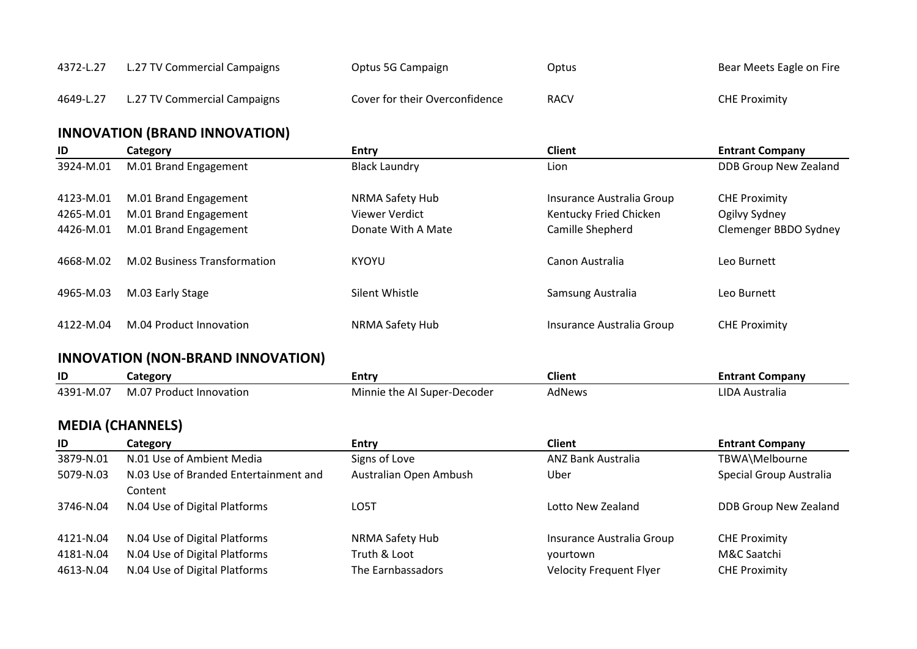| ID | Category | Entry | Client | Entrant Company |
|---|---|---|---|---|
| 4372-L.27 | L.27 TV Commercial Campaigns | Optus 5G Campaign | Optus | Bear Meets Eagle on Fire |
| 4649-L.27 | L.27 TV Commercial Campaigns | Cover for their Overconfidence | RACV | CHE Proximity |

## INNOVATION (BRAND INNOVATION)

| ID | Category | Entry | Client | Entrant Company |
|---|---|---|---|---|
| 3924-M.01 | M.01 Brand Engagement | Black Laundry | Lion | DDB Group New Zealand |
| 4123-M.01 | M.01 Brand Engagement | NRMA Safety Hub | Insurance Australia Group | CHE Proximity |
| 4265-M.01 | M.01 Brand Engagement | Viewer Verdict | Kentucky Fried Chicken | Ogilvy Sydney |
| 4426-M.01 | M.01 Brand Engagement | Donate With A Mate | Camille Shepherd | Clemenger BBDO Sydney |
| 4668-M.02 | M.02 Business Transformation | KYOYU | Canon Australia | Leo Burnett |
| 4965-M.03 | M.03 Early Stage | Silent Whistle | Samsung Australia | Leo Burnett |
| 4122-M.04 | M.04 Product Innovation | NRMA Safety Hub | Insurance Australia Group | CHE Proximity |

## INNOVATION (NON-BRAND INNOVATION)

| ID | Category | Entry | Client | Entrant Company |
|---|---|---|---|---|
| 4391-M.07 | M.07 Product Innovation | Minnie the AI Super-Decoder | AdNews | LIDA Australia |

## MEDIA (CHANNELS)

| ID | Category | Entry | Client | Entrant Company |
|---|---|---|---|---|
| 3879-N.01 | N.01 Use of Ambient Media | Signs of Love | ANZ Bank Australia | TBWA\Melbourne |
| 5079-N.03 | N.03 Use of Branded Entertainment and Content | Australian Open Ambush | Uber | Special Group Australia |
| 3746-N.04 | N.04 Use of Digital Platforms | LO5T | Lotto New Zealand | DDB Group New Zealand |
| 4121-N.04 | N.04 Use of Digital Platforms | NRMA Safety Hub | Insurance Australia Group | CHE Proximity |
| 4181-N.04 | N.04 Use of Digital Platforms | Truth & Loot | yourtown | M&C Saatchi |
| 4613-N.04 | N.04 Use of Digital Platforms | The Earnbassadors | Velocity Frequent Flyer | CHE Proximity |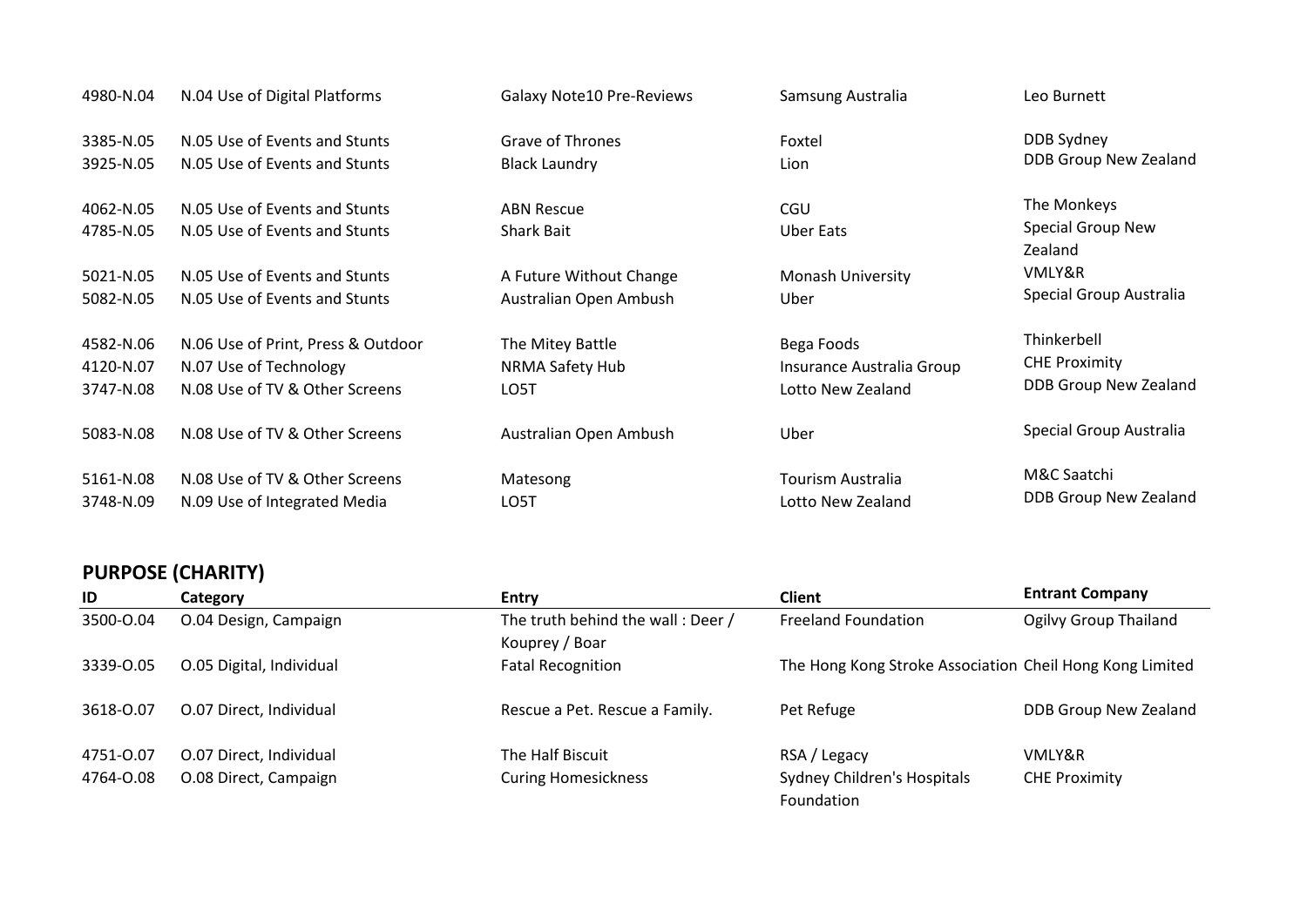| ID | Category | Entry | Client | Entrant Company |
|---|---|---|---|---|
| 4980-N.04 | N.04 Use of Digital Platforms | Galaxy Note10 Pre-Reviews | Samsung Australia | Leo Burnett |
| 3385-N.05 | N.05 Use of Events and Stunts | Grave of Thrones | Foxtel | DDB Sydney |
| 3925-N.05 | N.05 Use of Events and Stunts | Black Laundry | Lion | DDB Group New Zealand |
| 4062-N.05 | N.05 Use of Events and Stunts | ABN Rescue | CGU | The Monkeys |
| 4785-N.05 | N.05 Use of Events and Stunts | Shark Bait | Uber Eats | Special Group New Zealand |
| 5021-N.05 | N.05 Use of Events and Stunts | A Future Without Change | Monash University | VMLY&R |
| 5082-N.05 | N.05 Use of Events and Stunts | Australian Open Ambush | Uber | Special Group Australia |
| 4582-N.06 | N.06 Use of Print, Press & Outdoor | The Mitey Battle | Bega Foods | Thinkerbell |
| 4120-N.07 | N.07 Use of Technology | NRMA Safety Hub | Insurance Australia Group | CHE Proximity |
| 3747-N.08 | N.08 Use of TV & Other Screens | LO5T | Lotto New Zealand | DDB Group New Zealand |
| 5083-N.08 | N.08 Use of TV & Other Screens | Australian Open Ambush | Uber | Special Group Australia |
| 5161-N.08 | N.08 Use of TV & Other Screens | Matesong | Tourism Australia | M&C Saatchi |
| 3748-N.09 | N.09 Use of Integrated Media | LO5T | Lotto New Zealand | DDB Group New Zealand |

## PURPOSE (CHARITY)

| ID | Category | Entry | Client | Entrant Company |
|---|---|---|---|---|
| 3500-O.04 | O.04 Design, Campaign | The truth behind the wall : Deer / Kouprey / Boar | Freeland Foundation | Ogilvy Group Thailand |
| 3339-O.05 | O.05 Digital, Individual | Fatal Recognition | The Hong Kong Stroke Association | Cheil Hong Kong Limited |
| 3618-O.07 | O.07 Direct, Individual | Rescue a Pet. Rescue a Family. | Pet Refuge | DDB Group New Zealand |
| 4751-O.07 | O.07 Direct, Individual | The Half Biscuit | RSA / Legacy | VMLY&R |
| 4764-O.08 | O.08 Direct, Campaign | Curing Homesickness | Sydney Children's Hospitals Foundation | CHE Proximity |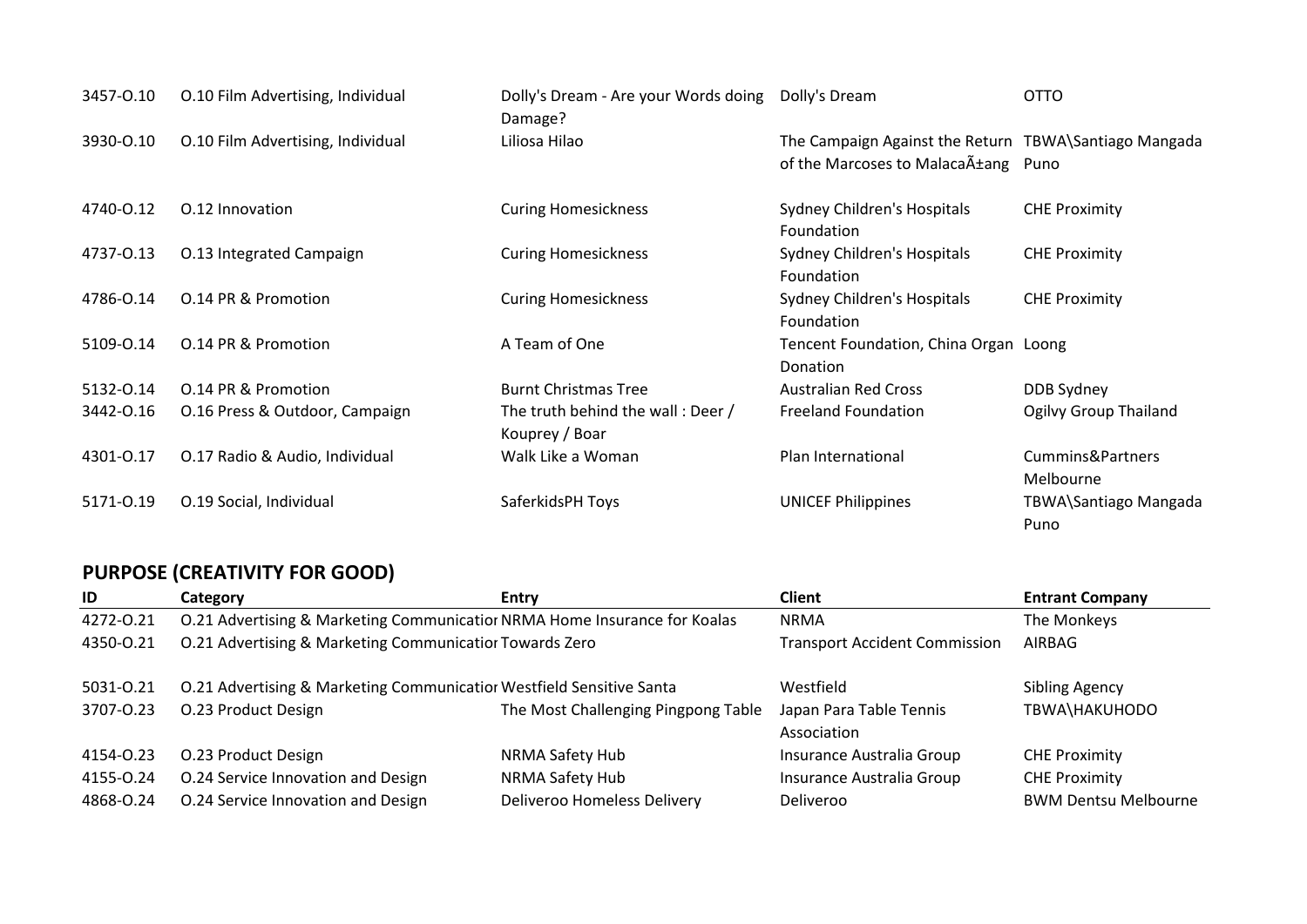| ID | Category | Entry | Client | Entrant Company |
|---|---|---|---|---|
| 3457-O.10 | O.10 Film Advertising, Individual | Dolly's Dream - Are your Words doing Damage? | Dolly's Dream | OTTO |
| 3930-O.10 | O.10 Film Advertising, Individual | Liliosa Hilao | The Campaign Against the Return of the Marcoses to MalacaÃ±ang | TBWA\Santiago Mangada Puno |
| 4740-O.12 | O.12 Innovation | Curing Homesickness | Sydney Children's Hospitals Foundation | CHE Proximity |
| 4737-O.13 | O.13 Integrated Campaign | Curing Homesickness | Sydney Children's Hospitals Foundation | CHE Proximity |
| 4786-O.14 | O.14 PR & Promotion | Curing Homesickness | Sydney Children's Hospitals Foundation | CHE Proximity |
| 5109-O.14 | O.14 PR & Promotion | A Team of One | Tencent Foundation, China Organ Donation | Loong |
| 5132-O.14 | O.14 PR & Promotion | Burnt Christmas Tree | Australian Red Cross | DDB Sydney |
| 3442-O.16 | O.16 Press & Outdoor, Campaign | The truth behind the wall : Deer / Kouprey / Boar | Freeland Foundation | Ogilvy Group Thailand |
| 4301-O.17 | O.17 Radio & Audio, Individual | Walk Like a Woman | Plan International | Cummins&Partners Melbourne |
| 5171-O.19 | O.19 Social, Individual | SaferkidsPH Toys | UNICEF Philippines | TBWA\Santiago Mangada Puno |

## PURPOSE (CREATIVITY FOR GOOD)

| ID | Category | Entry | Client | Entrant Company |
|---|---|---|---|---|
| 4272-O.21 | O.21 Advertising & Marketing Communicatior | NRMA Home Insurance for Koalas | NRMA | The Monkeys |
| 4350-O.21 | O.21 Advertising & Marketing Communicatior | Towards Zero | Transport Accident Commission | AIRBAG |
| 5031-O.21 | O.21 Advertising & Marketing Communicatior | Westfield Sensitive Santa | Westfield | Sibling Agency |
| 3707-O.23 | O.23 Product Design | The Most Challenging Pingpong Table | Japan Para Table Tennis Association | TBWA\HAKUHODO |
| 4154-O.23 | O.23 Product Design | NRMA Safety Hub | Insurance Australia Group | CHE Proximity |
| 4155-O.24 | O.24 Service Innovation and Design | NRMA Safety Hub | Insurance Australia Group | CHE Proximity |
| 4868-O.24 | O.24 Service Innovation and Design | Deliveroo Homeless Delivery | Deliveroo | BWM Dentsu Melbourne |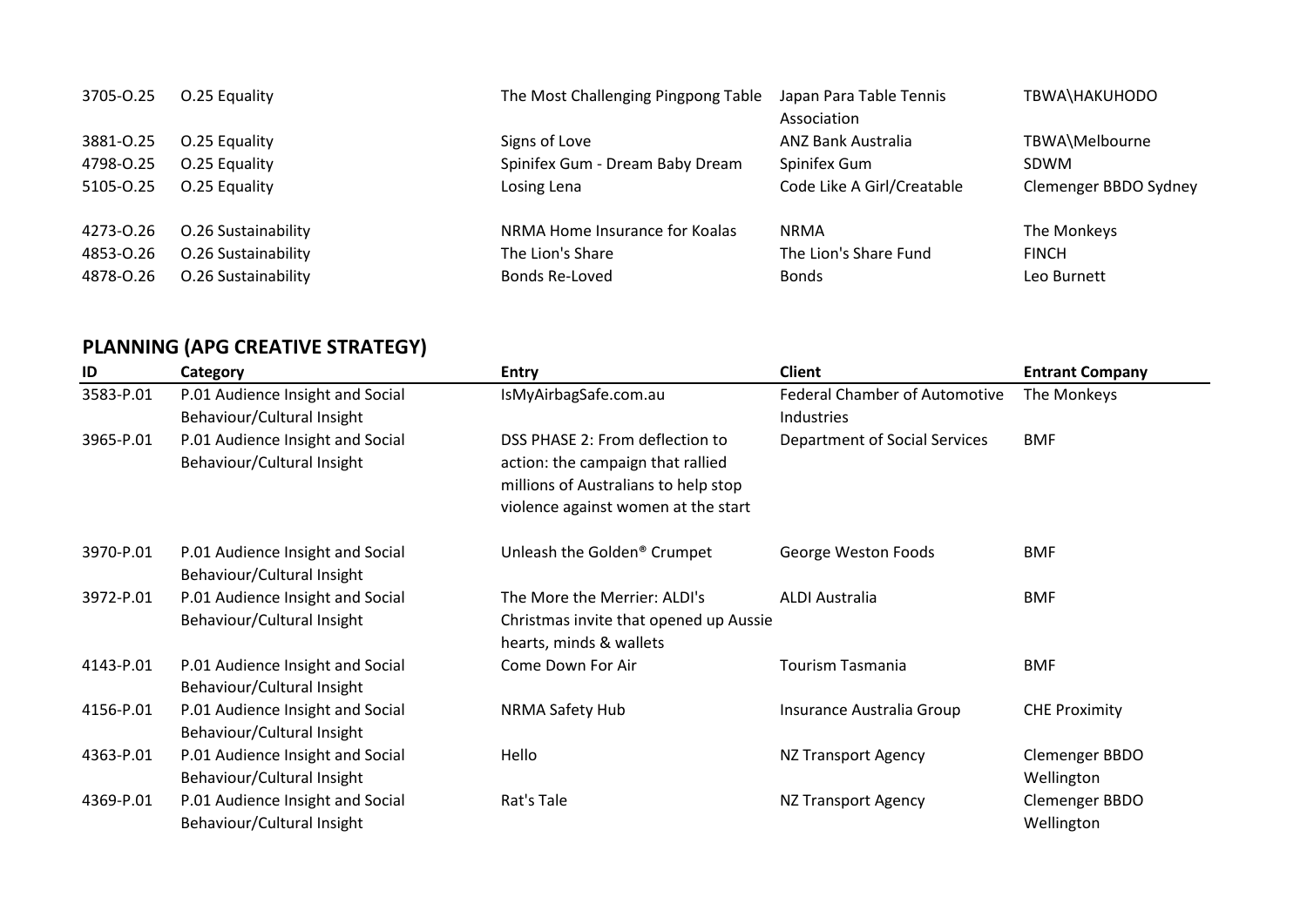| | | | | |
|---|---|---|---|---|
| 3705-O.25 | O.25 Equality | The Most Challenging Pingpong Table | Japan Para Table Tennis Association | TBWA\HAKUHODO |
| 3881-O.25 | O.25 Equality | Signs of Love | ANZ Bank Australia | TBWA\Melbourne |
| 4798-O.25 | O.25 Equality | Spinifex Gum - Dream Baby Dream | Spinifex Gum | SDWM |
| 5105-O.25 | O.25 Equality | Losing Lena | Code Like A Girl/Creatable | Clemenger BBDO Sydney |
| 4273-O.26 | O.26 Sustainability | NRMA Home Insurance for Koalas | NRMA | The Monkeys |
| 4853-O.26 | O.26 Sustainability | The Lion's Share | The Lion's Share Fund | FINCH |
| 4878-O.26 | O.26 Sustainability | Bonds Re-Loved | Bonds | Leo Burnett |

## PLANNING (APG CREATIVE STRATEGY)

| ID | Category | Entry | Client | Entrant Company |
|---|---|---|---|---|
| 3583-P.01 | P.01 Audience Insight and Social Behaviour/Cultural Insight | IsMyAirbagSafe.com.au | Federal Chamber of Automotive Industries | The Monkeys |
| 3965-P.01 | P.01 Audience Insight and Social Behaviour/Cultural Insight | DSS PHASE 2: From deflection to action: the campaign that rallied millions of Australians to help stop violence against women at the start | Department of Social Services | BMF |
| 3970-P.01 | P.01 Audience Insight and Social Behaviour/Cultural Insight | Unleash the Golden® Crumpet | George Weston Foods | BMF |
| 3972-P.01 | P.01 Audience Insight and Social Behaviour/Cultural Insight | The More the Merrier: ALDI's Christmas invite that opened up Aussie hearts, minds & wallets | ALDI Australia | BMF |
| 4143-P.01 | P.01 Audience Insight and Social Behaviour/Cultural Insight | Come Down For Air | Tourism Tasmania | BMF |
| 4156-P.01 | P.01 Audience Insight and Social Behaviour/Cultural Insight | NRMA Safety Hub | Insurance Australia Group | CHE Proximity |
| 4363-P.01 | P.01 Audience Insight and Social Behaviour/Cultural Insight | Hello | NZ Transport Agency | Clemenger BBDO Wellington |
| 4369-P.01 | P.01 Audience Insight and Social Behaviour/Cultural Insight | Rat's Tale | NZ Transport Agency | Clemenger BBDO Wellington |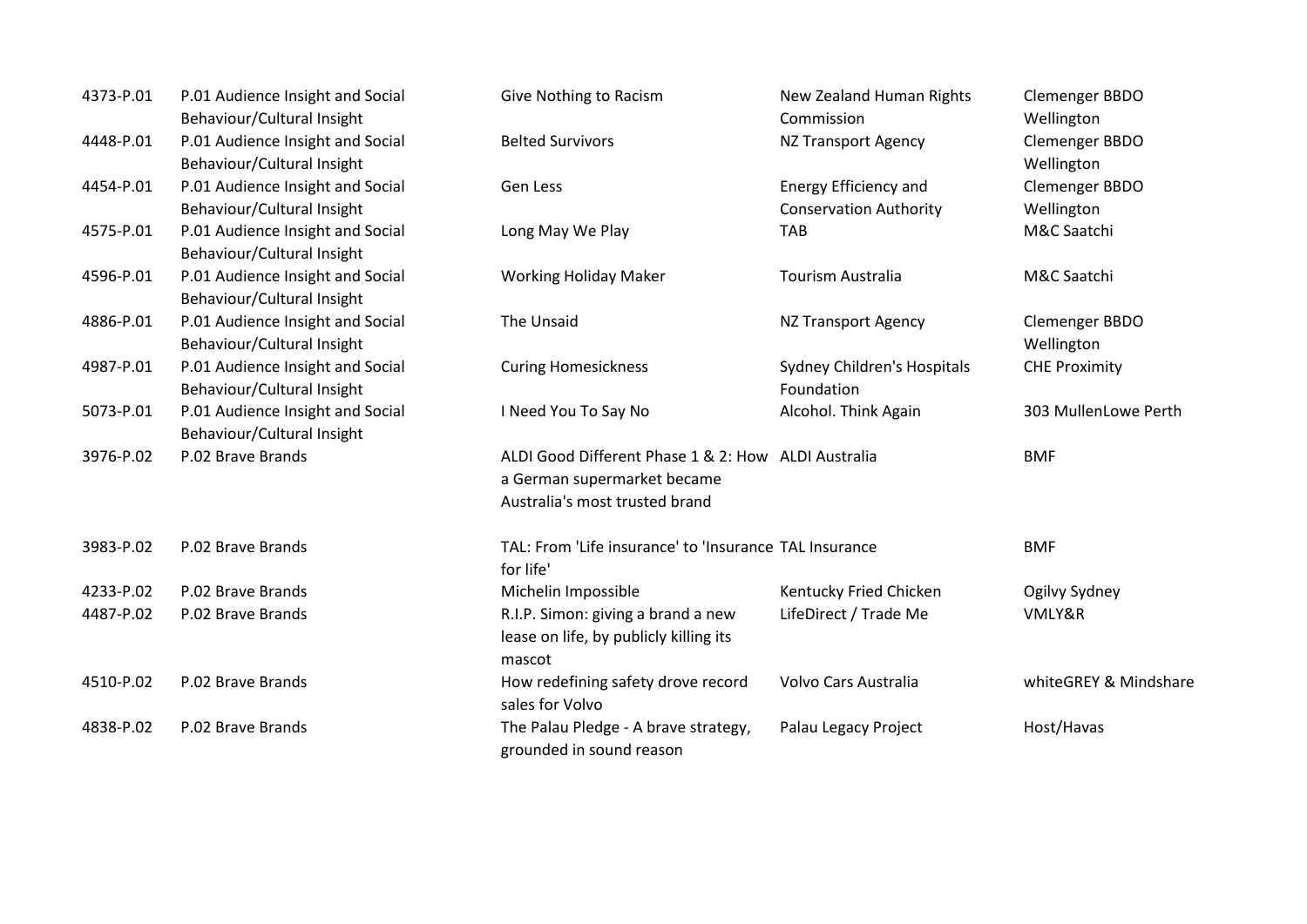| | | | | |
|---|---|---|---|---|
| 4373-P.01 | P.01 Audience Insight and Social Behaviour/Cultural Insight | Give Nothing to Racism | New Zealand Human Rights Commission | Clemenger BBDO Wellington |
| 4448-P.01 | P.01 Audience Insight and Social Behaviour/Cultural Insight | Belted Survivors | NZ Transport Agency | Clemenger BBDO Wellington |
| 4454-P.01 | P.01 Audience Insight and Social Behaviour/Cultural Insight | Gen Less | Energy Efficiency and Conservation Authority | Clemenger BBDO Wellington |
| 4575-P.01 | P.01 Audience Insight and Social Behaviour/Cultural Insight | Long May We Play | TAB | M&C Saatchi |
| 4596-P.01 | P.01 Audience Insight and Social Behaviour/Cultural Insight | Working Holiday Maker | Tourism Australia | M&C Saatchi |
| 4886-P.01 | P.01 Audience Insight and Social Behaviour/Cultural Insight | The Unsaid | NZ Transport Agency | Clemenger BBDO Wellington |
| 4987-P.01 | P.01 Audience Insight and Social Behaviour/Cultural Insight | Curing Homesickness | Sydney Children's Hospitals Foundation | CHE Proximity |
| 5073-P.01 | P.01 Audience Insight and Social Behaviour/Cultural Insight | I Need You To Say No | Alcohol. Think Again | 303 MullenLowe Perth |
| 3976-P.02 | P.02 Brave Brands | ALDI Good Different Phase 1 & 2: How a German supermarket became Australia's most trusted brand | ALDI Australia | BMF |
| 3983-P.02 | P.02 Brave Brands | TAL: From 'Life insurance' to 'Insurance for life' | TAL Insurance | BMF |
| 4233-P.02 | P.02 Brave Brands | Michelin Impossible | Kentucky Fried Chicken | Ogilvy Sydney |
| 4487-P.02 | P.02 Brave Brands | R.I.P. Simon: giving a brand a new lease on life, by publicly killing its mascot | LifeDirect / Trade Me | VMLY&R |
| 4510-P.02 | P.02 Brave Brands | How redefining safety drove record sales for Volvo | Volvo Cars Australia | whiteGREY & Mindshare |
| 4838-P.02 | P.02 Brave Brands | The Palau Pledge - A brave strategy, grounded in sound reason | Palau Legacy Project | Host/Havas |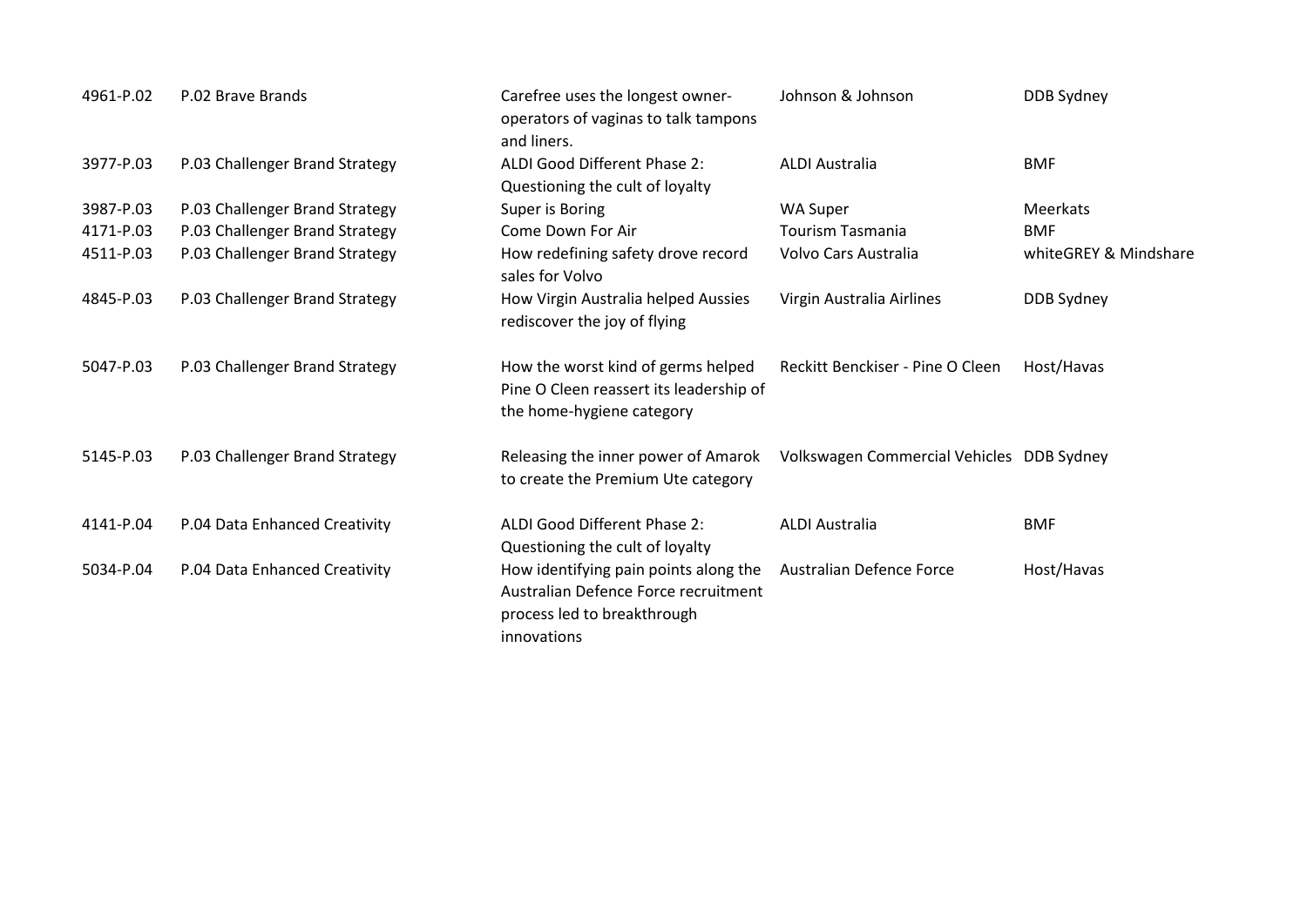| | | | | |
|---|---|---|---|---|
| 4961-P.02 | P.02 Brave Brands | Carefree uses the longest owner-operators of vaginas to talk tampons and liners. | Johnson & Johnson | DDB Sydney |
| 3977-P.03 | P.03 Challenger Brand Strategy | ALDI Good Different Phase 2: Questioning the cult of loyalty | ALDI Australia | BMF |
| 3987-P.03 | P.03 Challenger Brand Strategy | Super is Boring | WA Super | Meerkats |
| 4171-P.03 | P.03 Challenger Brand Strategy | Come Down For Air | Tourism Tasmania | BMF |
| 4511-P.03 | P.03 Challenger Brand Strategy | How redefining safety drove record sales for Volvo | Volvo Cars Australia | whiteGREY & Mindshare |
| 4845-P.03 | P.03 Challenger Brand Strategy | How Virgin Australia helped Aussies rediscover the joy of flying | Virgin Australia Airlines | DDB Sydney |
| 5047-P.03 | P.03 Challenger Brand Strategy | How the worst kind of germs helped Pine O Cleen reassert its leadership of the home-hygiene category | Reckitt Benckiser - Pine O Cleen | Host/Havas |
| 5145-P.03 | P.03 Challenger Brand Strategy | Releasing the inner power of Amarok to create the Premium Ute category | Volkswagen Commercial Vehicles | DDB Sydney |
| 4141-P.04 | P.04 Data Enhanced Creativity | ALDI Good Different Phase 2: Questioning the cult of loyalty | ALDI Australia | BMF |
| 5034-P.04 | P.04 Data Enhanced Creativity | How identifying pain points along the Australian Defence Force recruitment process led to breakthrough innovations | Australian Defence Force | Host/Havas |